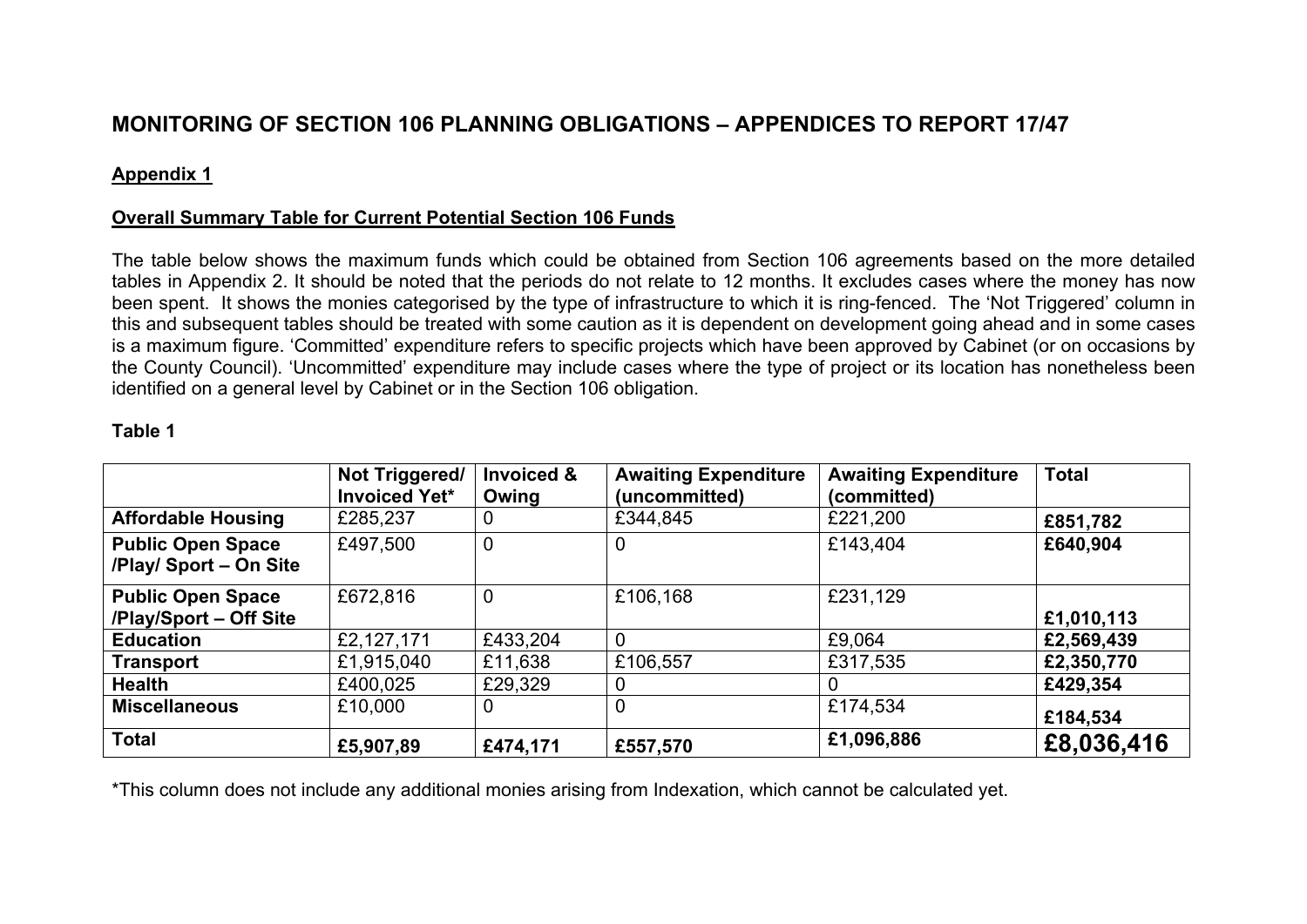# MONITORING OF SECTION 106 PLANNING OBLIGATIONS – APPENDICES TO REPORT 17/47

## Appendix 1

### Overall Summary Table for Current Potential Section 106 Funds

The table below shows the maximum funds which could be obtained from Section 106 agreements based on the more detailed tables in Appendix 2. It should be noted that the periods do not relate to 12 months. It excludes cases where the money has now been spent. It shows the monies categorised by the type of infrastructure to which it is ring-fenced. The 'Not Triggered' column in this and subsequent tables should be treated with some caution as it is dependent on development going ahead and in some cases is a maximum figure. 'Committed' expenditure refers to specific projects which have been approved by Cabinet (or on occasions by the County Council). 'Uncommitted' expenditure may include cases where the type of project or its location has nonetheless been identified on a general level by Cabinet or in the Section 106 obligation.

**Table 1**

| | Not Triggered/ Invoiced Yet* | Invoiced & Owing | Awaiting Expenditure (uncommitted) | Awaiting Expenditure (committed) | Total |
|---|---|---|---|---|---|
| **Affordable Housing** | £285,237 | 0 | £344,845 | £221,200 | **£851,782** |
| **Public Open Space /Play/ Sport – On Site** | £497,500 | 0 | 0 | £143,404 | **£640,904** |
| **Public Open Space /Play/Sport – Off Site** | £672,816 | 0 | £106,168 | £231,129 | **£1,010,113** |
| **Education** | £2,127,171 | £433,204 | 0 | £9,064 | **£2,569,439** |
| **Transport** | £1,915,040 | £11,638 | £106,557 | £317,535 | **£2,350,770** |
| **Health** | £400,025 | £29,329 | 0 | 0 | **£429,354** |
| **Miscellaneous** | £10,000 | 0 | 0 | £174,534 | **£184,534** |
| **Total** | **£5,907,89** | **£474,171** | **£557,570** | **£1,096,886** | **£8,036,416** |

*This column does not include any additional monies arising from Indexation, which cannot be calculated yet.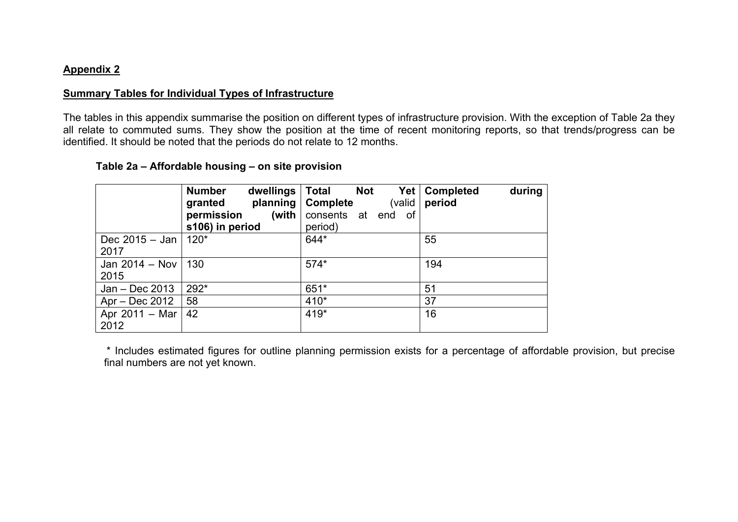## Appendix 2

## Summary Tables for Individual Types of Infrastructure

The tables in this appendix summarise the position on different types of infrastructure provision. With the exception of Table 2a they all relate to commuted sums. They show the position at the time of recent monitoring reports, so that trends/progress can be identified. It should be noted that the periods do not relate to 12 months.

### Table 2a – Affordable housing – on site provision

| | **Number dwellings granted planning permission (with s106) in period** | **Total Not Yet Complete** (valid consents at end of period) | **Completed during period** |
|---|---|---|---|
| Dec 2015 – Jan 2017 | 120* | 644* | 55 |
| Jan 2014 – Nov 2015 | 130 | 574* | 194 |
| Jan – Dec 2013 | 292* | 651* | 51 |
| Apr – Dec 2012 | 58 | 410* | 37 |
| Apr 2011 – Mar 2012 | 42 | 419* | 16 |

\* Includes estimated figures for outline planning permission exists for a percentage of affordable provision, but precise final numbers are not yet known.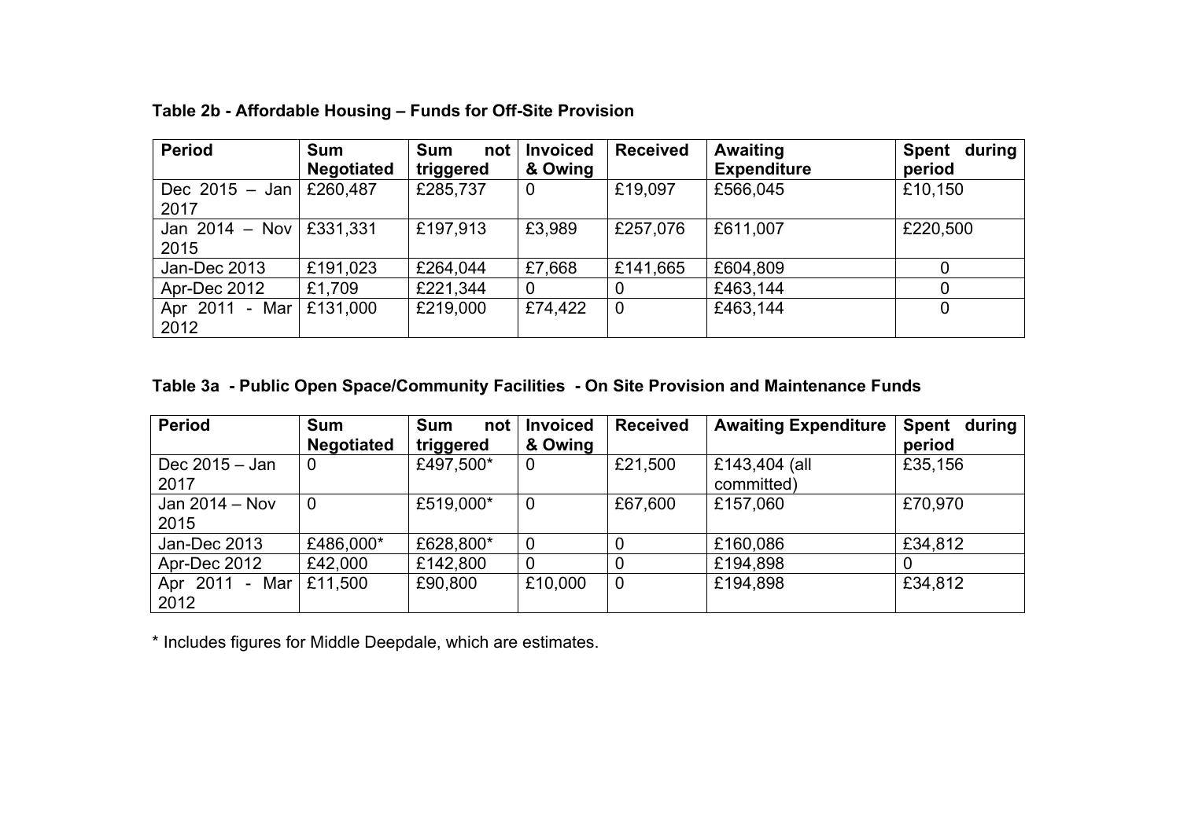**Table 2b - Affordable Housing – Funds for Off-Site Provision**

| Period | Sum Negotiated | Sum not triggered | Invoiced & Owing | Received | Awaiting Expenditure | Spent during period |
|---|---|---|---|---|---|---|
| Dec 2015 – Jan 2017 | £260,487 | £285,737 | 0 | £19,097 | £566,045 | £10,150 |
| Jan 2014 – Nov 2015 | £331,331 | £197,913 | £3,989 | £257,076 | £611,007 | £220,500 |
| Jan-Dec 2013 | £191,023 | £264,044 | £7,668 | £141,665 | £604,809 | 0 |
| Apr-Dec 2012 | £1,709 | £221,344 | 0 | 0 | £463,144 | 0 |
| Apr 2011 - Mar 2012 | £131,000 | £219,000 | £74,422 | 0 | £463,144 | 0 |

**Table 3a - Public Open Space/Community Facilities - On Site Provision and Maintenance Funds**

| Period | Sum Negotiated | Sum not triggered | Invoiced & Owing | Received | Awaiting Expenditure | Spent during period |
|---|---|---|---|---|---|---|
| Dec 2015 – Jan 2017 | 0 | £497,500* | 0 | £21,500 | £143,404 (all committed) | £35,156 |
| Jan 2014 – Nov 2015 | 0 | £519,000* | 0 | £67,600 | £157,060 | £70,970 |
| Jan-Dec 2013 | £486,000* | £628,800* | 0 | 0 | £160,086 | £34,812 |
| Apr-Dec 2012 | £42,000 | £142,800 | 0 | 0 | £194,898 | 0 |
| Apr 2011 - Mar 2012 | £11,500 | £90,800 | £10,000 | 0 | £194,898 | £34,812 |

* Includes figures for Middle Deepdale, which are estimates.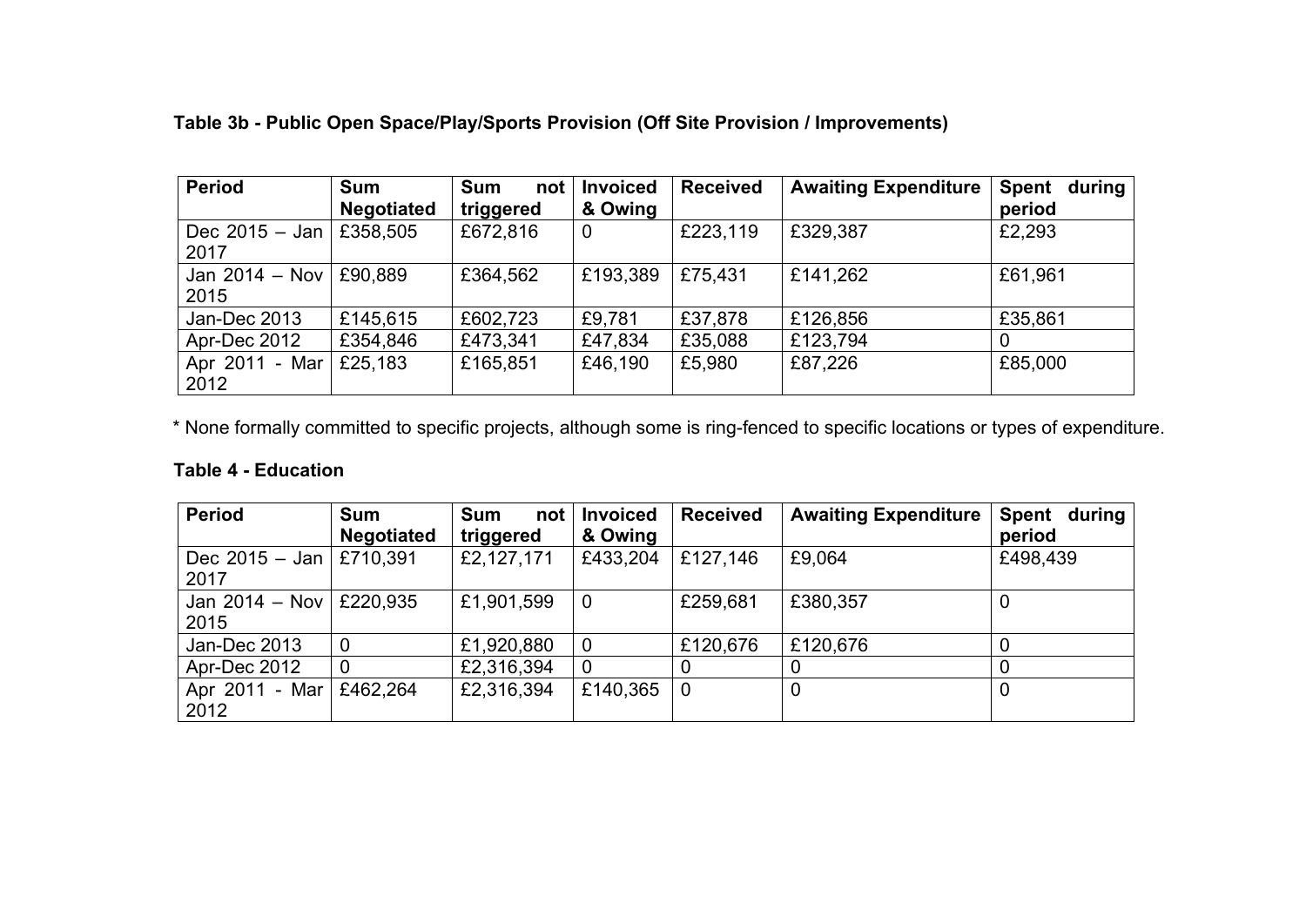**Table 3b - Public Open Space/Play/Sports Provision (Off Site Provision / Improvements)**

| Period | Sum Negotiated | Sum not triggered | Invoiced & Owing | Received | Awaiting Expenditure | Spent during period |
|---|---|---|---|---|---|---|
| Dec 2015 – Jan 2017 | £358,505 | £672,816 | 0 | £223,119 | £329,387 | £2,293 |
| Jan 2014 – Nov 2015 | £90,889 | £364,562 | £193,389 | £75,431 | £141,262 | £61,961 |
| Jan-Dec 2013 | £145,615 | £602,723 | £9,781 | £37,878 | £126,856 | £35,861 |
| Apr-Dec 2012 | £354,846 | £473,341 | £47,834 | £35,088 | £123,794 | 0 |
| Apr 2011 - Mar 2012 | £25,183 | £165,851 | £46,190 | £5,980 | £87,226 | £85,000 |

* None formally committed to specific projects, although some is ring-fenced to specific locations or types of expenditure.

**Table 4 - Education**

| Period | Sum Negotiated | Sum not triggered | Invoiced & Owing | Received | Awaiting Expenditure | Spent during period |
|---|---|---|---|---|---|---|
| Dec 2015 – Jan 2017 | £710,391 | £2,127,171 | £433,204 | £127,146 | £9,064 | £498,439 |
| Jan 2014 – Nov 2015 | £220,935 | £1,901,599 | 0 | £259,681 | £380,357 | 0 |
| Jan-Dec 2013 | 0 | £1,920,880 | 0 | £120,676 | £120,676 | 0 |
| Apr-Dec 2012 | 0 | £2,316,394 | 0 | 0 | 0 | 0 |
| Apr 2011 - Mar 2012 | £462,264 | £2,316,394 | £140,365 | 0 | 0 | 0 |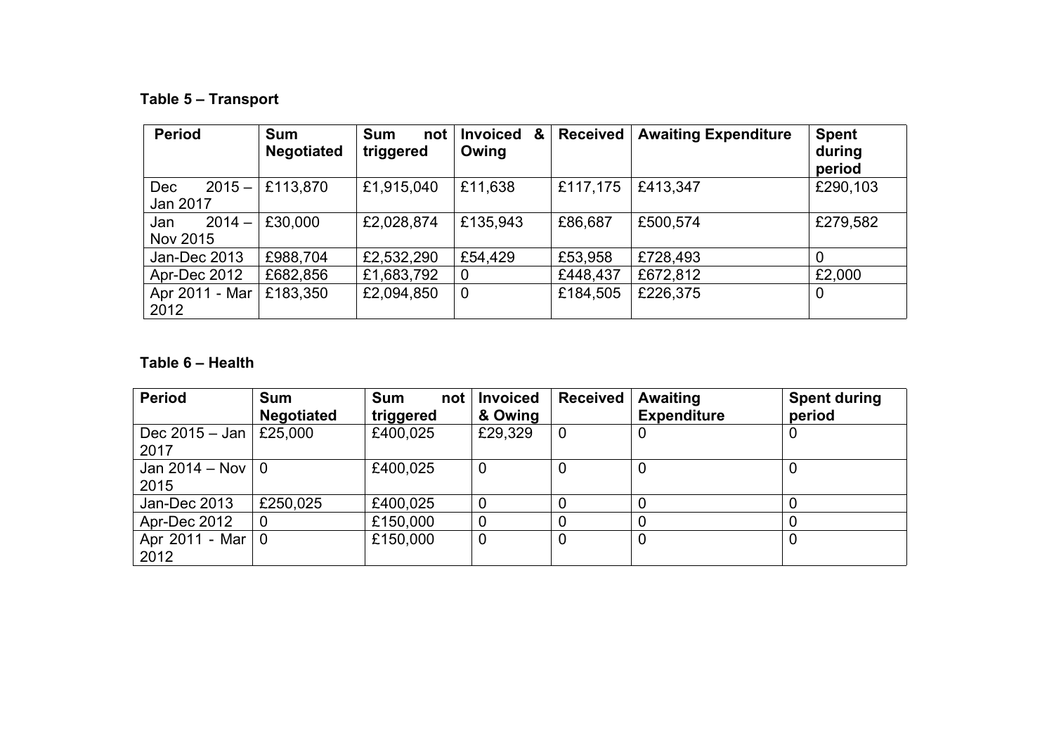**Table 5 – Transport**

| Period | Sum Negotiated | Sum not triggered | Invoiced & Owing | Received | Awaiting Expenditure | Spent during period |
|---|---|---|---|---|---|---|
| Dec 2015 – Jan 2017 | £113,870 | £1,915,040 | £11,638 | £117,175 | £413,347 | £290,103 |
| Jan 2014 – Nov 2015 | £30,000 | £2,028,874 | £135,943 | £86,687 | £500,574 | £279,582 |
| Jan-Dec 2013 | £988,704 | £2,532,290 | £54,429 | £53,958 | £728,493 | 0 |
| Apr-Dec 2012 | £682,856 | £1,683,792 | 0 | £448,437 | £672,812 | £2,000 |
| Apr 2011 - Mar 2012 | £183,350 | £2,094,850 | 0 | £184,505 | £226,375 | 0 |

**Table 6 – Health**

| Period | Sum Negotiated | Sum not triggered | Invoiced & Owing | Received | Awaiting Expenditure | Spent during period |
|---|---|---|---|---|---|---|
| Dec 2015 – Jan 2017 | £25,000 | £400,025 | £29,329 | 0 | 0 | 0 |
| Jan 2014 – Nov 2015 | 0 | £400,025 | 0 | 0 | 0 | 0 |
| Jan-Dec 2013 | £250,025 | £400,025 | 0 | 0 | 0 | 0 |
| Apr-Dec 2012 | 0 | £150,000 | 0 | 0 | 0 | 0 |
| Apr 2011 - Mar 2012 | 0 | £150,000 | 0 | 0 | 0 | 0 |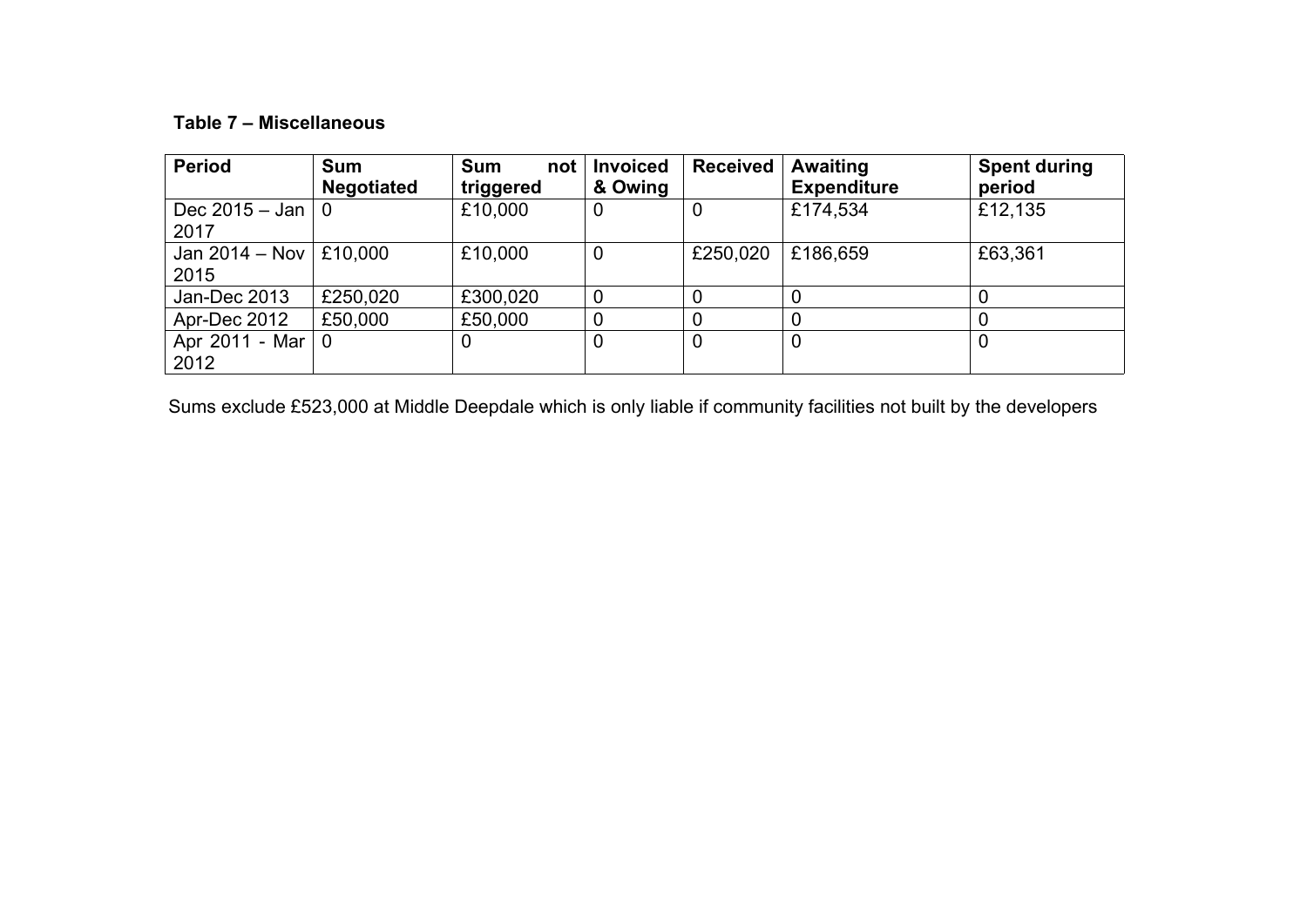**Table 7 – Miscellaneous**

| Period | Sum Negotiated | Sum not triggered | Invoiced & Owing | Received | Awaiting Expenditure | Spent during period |
|---|---|---|---|---|---|---|
| Dec 2015 – Jan 2017 | 0 | £10,000 | 0 | 0 | £174,534 | £12,135 |
| Jan 2014 – Nov 2015 | £10,000 | £10,000 | 0 | £250,020 | £186,659 | £63,361 |
| Jan-Dec 2013 | £250,020 | £300,020 | 0 | 0 | 0 | 0 |
| Apr-Dec 2012 | £50,000 | £50,000 | 0 | 0 | 0 | 0 |
| Apr 2011 - Mar 2012 | 0 | 0 | 0 | 0 | 0 | 0 |

Sums exclude £523,000 at Middle Deepdale which is only liable if community facilities not built by the developers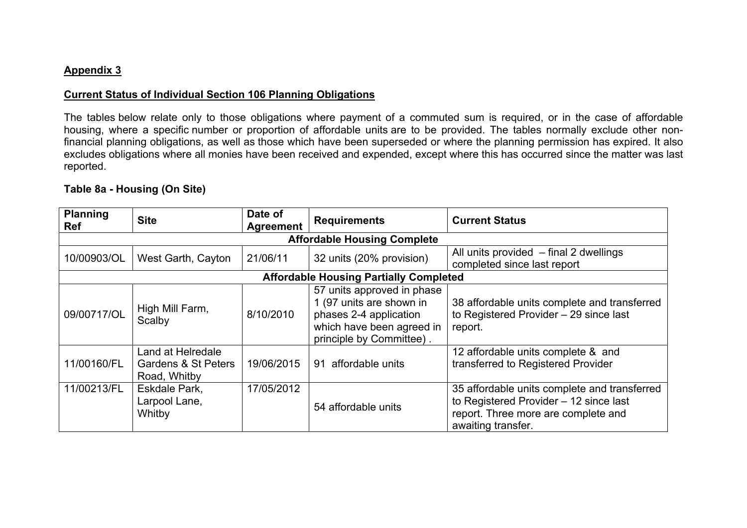**Appendix 3**

**Current Status of Individual Section 106 Planning Obligations**

The tables below relate only to those obligations where payment of a commuted sum is required, or in the case of affordable housing, where a specific number or proportion of affordable units are to be provided. The tables normally exclude other non-financial planning obligations, as well as those which have been superseded or where the planning permission has expired. It also excludes obligations where all monies have been received and expended, except where this has occurred since the matter was last reported.

**Table 8a - Housing (On Site)**

| Planning Ref | Site | Date of Agreement | Requirements | Current Status |
|---|---|---|---|---|
| **Affordable Housing Complete** | | | | |
| 10/00903/OL | West Garth, Cayton | 21/06/11 | 32 units (20% provision) | All units provided – final 2 dwellings completed since last report |
| **Affordable Housing Partially Completed** | | | | |
| 09/00717/OL | High Mill Farm, Scalby | 8/10/2010 | 57 units approved in phase 1 (97 units are shown in phases 2-4 application which have been agreed in principle by Committee) . | 38 affordable units complete and transferred to Registered Provider – 29 since last report. |
| 11/00160/FL | Land at Helredale Gardens & St Peters Road, Whitby | 19/06/2015 | 91 affordable units | 12 affordable units complete & and transferred to Registered Provider |
| 11/00213/FL | Eskdale Park, Larpool Lane, Whitby | 17/05/2012 | 54 affordable units | 35 affordable units complete and transferred to Registered Provider – 12 since last report. Three more are complete and awaiting transfer. |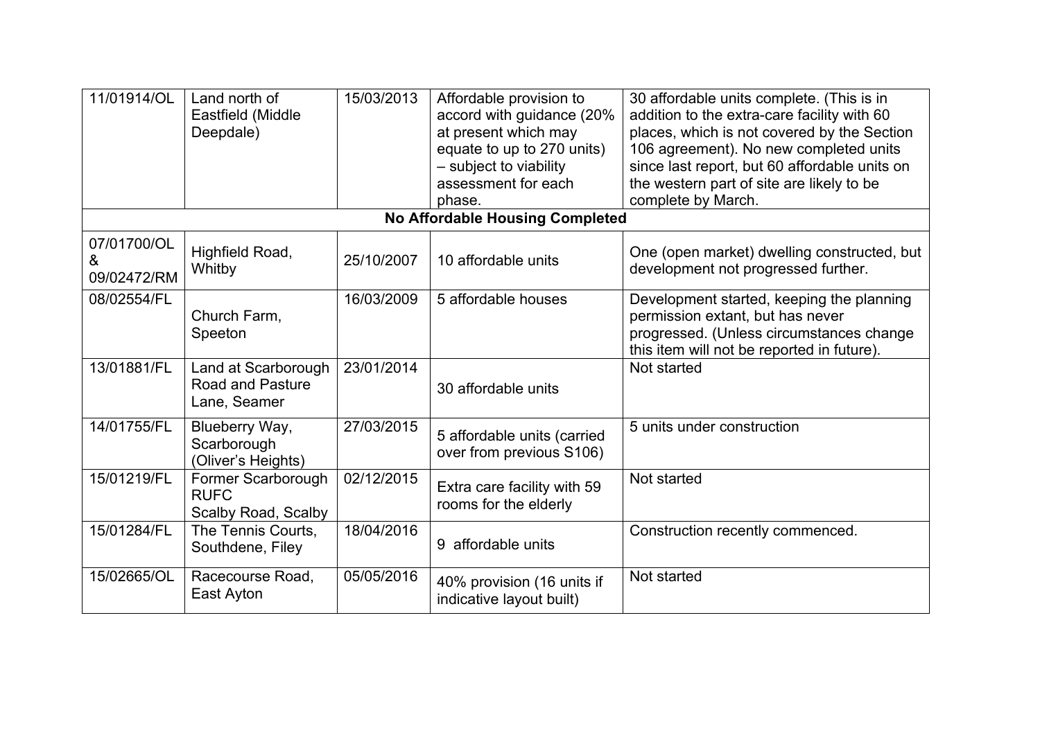| | | | | |
|---|---|---|---|---|
| 11/01914/OL | Land north of Eastfield (Middle Deepdale) | 15/03/2013 | Affordable provision to accord with guidance (20% at present which may equate to up to 270 units) – subject to viability assessment for each phase. | 30 affordable units complete. (This is in addition to the extra-care facility with 60 places, which is not covered by the Section 106 agreement). No new completed units since last report, but 60 affordable units on the western part of site are likely to be complete by March. |
| **No Affordable Housing Completed** | | | | |
| 07/01700/OL & 09/02472/RM | Highfield Road, Whitby | 25/10/2007 | 10 affordable units | One (open market) dwelling constructed, but development not progressed further. |
| 08/02554/FL | Church Farm, Speeton | 16/03/2009 | 5 affordable houses | Development started, keeping the planning permission extant, but has never progressed. (Unless circumstances change this item will not be reported in future). |
| 13/01881/FL | Land at Scarborough Road and Pasture Lane, Seamer | 23/01/2014 | 30 affordable units | Not started |
| 14/01755/FL | Blueberry Way, Scarborough (Oliver's Heights) | 27/03/2015 | 5 affordable units (carried over from previous S106) | 5 units under construction |
| 15/01219/FL | Former Scarborough RUFC Scalby Road, Scalby | 02/12/2015 | Extra care facility with 59 rooms for the elderly | Not started |
| 15/01284/FL | The Tennis Courts, Southdene, Filey | 18/04/2016 | 9 affordable units | Construction recently commenced. |
| 15/02665/OL | Racecourse Road, East Ayton | 05/05/2016 | 40% provision (16 units if indicative layout built) | Not started |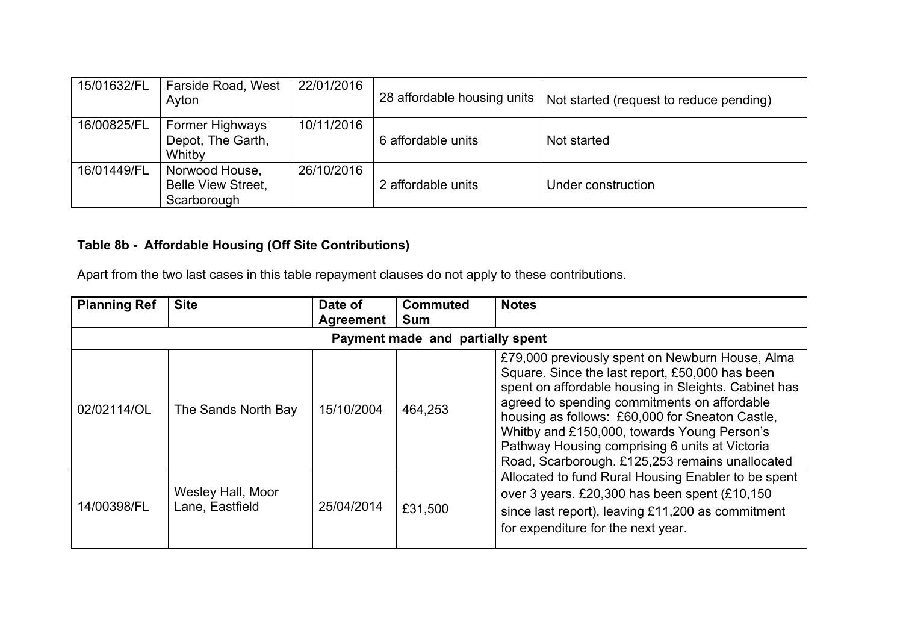| | | | | |
|---|---|---|---|---|
| 15/01632/FL | Farside Road, West Ayton | 22/01/2016 | 28 affordable housing units | Not started (request to reduce pending) |
| 16/00825/FL | Former Highways Depot, The Garth, Whitby | 10/11/2016 | 6 affordable units | Not started |
| 16/01449/FL | Norwood House, Belle View Street, Scarborough | 26/10/2016 | 2 affordable units | Under construction |

**Table 8b - Affordable Housing (Off Site Contributions)**

Apart from the two last cases in this table repayment clauses do not apply to these contributions.

| Planning Ref | Site | Date of Agreement | Commuted Sum | Notes |
|---|---|---|---|---|
| **Payment made and partially spent** | | | | |
| 02/02114/OL | The Sands North Bay | 15/10/2004 | 464,253 | £79,000 previously spent on Newburn House, Alma Square. Since the last report, £50,000 has been spent on affordable housing in Sleights. Cabinet has agreed to spending commitments on affordable housing as follows: £60,000 for Sneaton Castle, Whitby and £150,000, towards Young Person's Pathway Housing comprising 6 units at Victoria Road, Scarborough. £125,253 remains unallocated |
| 14/00398/FL | Wesley Hall, Moor Lane, Eastfield | 25/04/2014 | £31,500 | Allocated to fund Rural Housing Enabler to be spent over 3 years. £20,300 has been spent (£10,150 since last report), leaving £11,200 as commitment for expenditure for the next year. |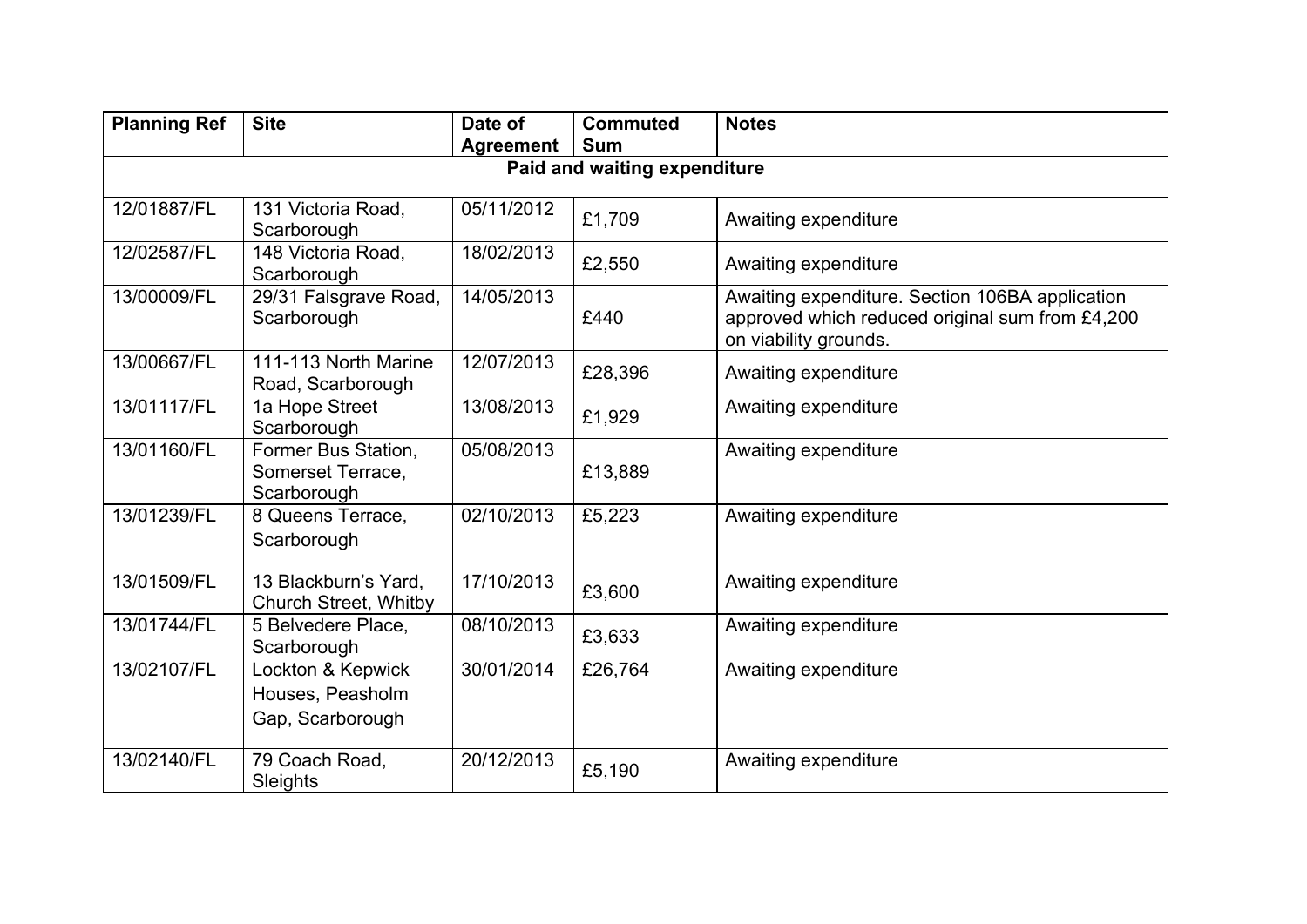| Planning Ref | Site | Date of Agreement | Commuted Sum | Notes |
|---|---|---|---|---|
| **Paid and waiting expenditure** | | | | |
| 12/01887/FL | 131 Victoria Road, Scarborough | 05/11/2012 | £1,709 | Awaiting expenditure |
| 12/02587/FL | 148 Victoria Road, Scarborough | 18/02/2013 | £2,550 | Awaiting expenditure |
| 13/00009/FL | 29/31 Falsgrave Road, Scarborough | 14/05/2013 | £440 | Awaiting expenditure. Section 106BA application approved which reduced original sum from £4,200 on viability grounds. |
| 13/00667/FL | 111-113 North Marine Road, Scarborough | 12/07/2013 | £28,396 | Awaiting expenditure |
| 13/01117/FL | 1a Hope Street Scarborough | 13/08/2013 | £1,929 | Awaiting expenditure |
| 13/01160/FL | Former Bus Station, Somerset Terrace, Scarborough | 05/08/2013 | £13,889 | Awaiting expenditure |
| 13/01239/FL | 8 Queens Terrace, Scarborough | 02/10/2013 | £5,223 | Awaiting expenditure |
| 13/01509/FL | 13 Blackburn's Yard, Church Street, Whitby | 17/10/2013 | £3,600 | Awaiting expenditure |
| 13/01744/FL | 5 Belvedere Place, Scarborough | 08/10/2013 | £3,633 | Awaiting expenditure |
| 13/02107/FL | Lockton & Kepwick Houses, Peasholm Gap, Scarborough | 30/01/2014 | £26,764 | Awaiting expenditure |
| 13/02140/FL | 79 Coach Road, Sleights | 20/12/2013 | £5,190 | Awaiting expenditure |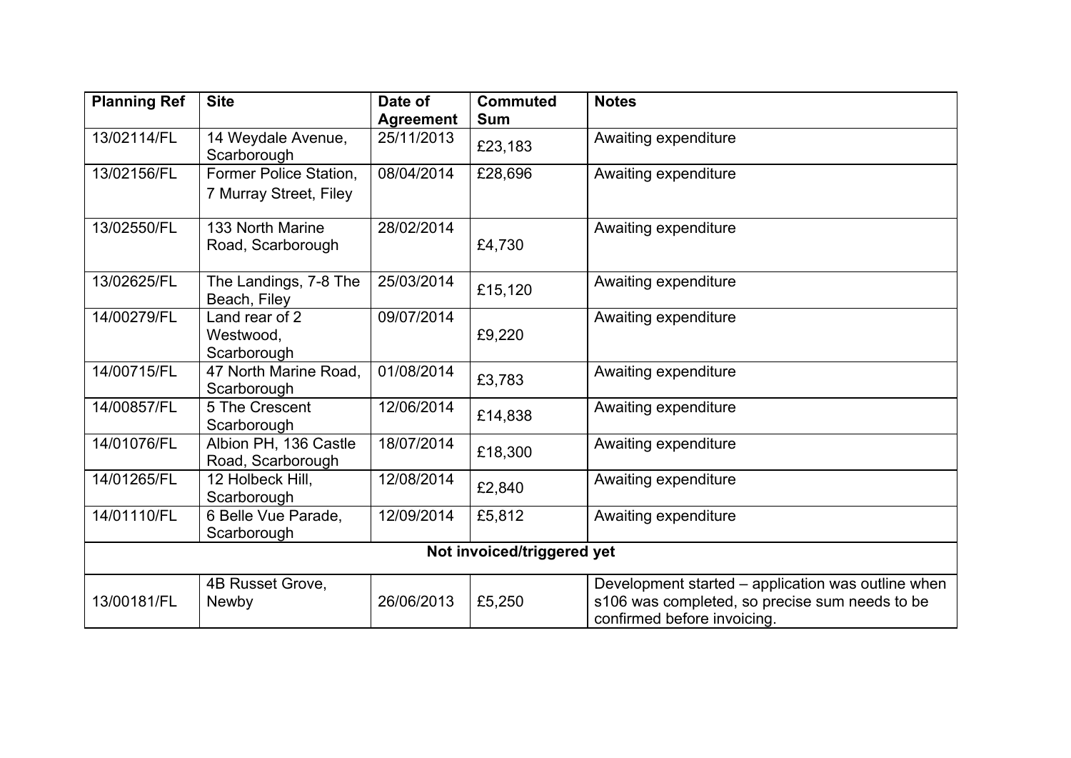| Planning Ref | Site | Date of Agreement | Commuted Sum | Notes |
|---|---|---|---|---|
| 13/02114/FL | 14 Weydale Avenue, Scarborough | 25/11/2013 | £23,183 | Awaiting expenditure |
| 13/02156/FL | Former Police Station, 7 Murray Street, Filey | 08/04/2014 | £28,696 | Awaiting expenditure |
| 13/02550/FL | 133 North Marine Road, Scarborough | 28/02/2014 | £4,730 | Awaiting expenditure |
| 13/02625/FL | The Landings, 7-8 The Beach, Filey | 25/03/2014 | £15,120 | Awaiting expenditure |
| 14/00279/FL | Land rear of 2 Westwood, Scarborough | 09/07/2014 | £9,220 | Awaiting expenditure |
| 14/00715/FL | 47 North Marine Road, Scarborough | 01/08/2014 | £3,783 | Awaiting expenditure |
| 14/00857/FL | 5 The Crescent Scarborough | 12/06/2014 | £14,838 | Awaiting expenditure |
| 14/01076/FL | Albion PH, 136 Castle Road, Scarborough | 18/07/2014 | £18,300 | Awaiting expenditure |
| 14/01265/FL | 12 Holbeck Hill, Scarborough | 12/08/2014 | £2,840 | Awaiting expenditure |
| 14/01110/FL | 6 Belle Vue Parade, Scarborough | 12/09/2014 | £5,812 | Awaiting expenditure |
| **Not invoiced/triggered yet** | | | | |
| 13/00181/FL | 4B Russet Grove, Newby | 26/06/2013 | £5,250 | Development started – application was outline when s106 was completed, so precise sum needs to be confirmed before invoicing. |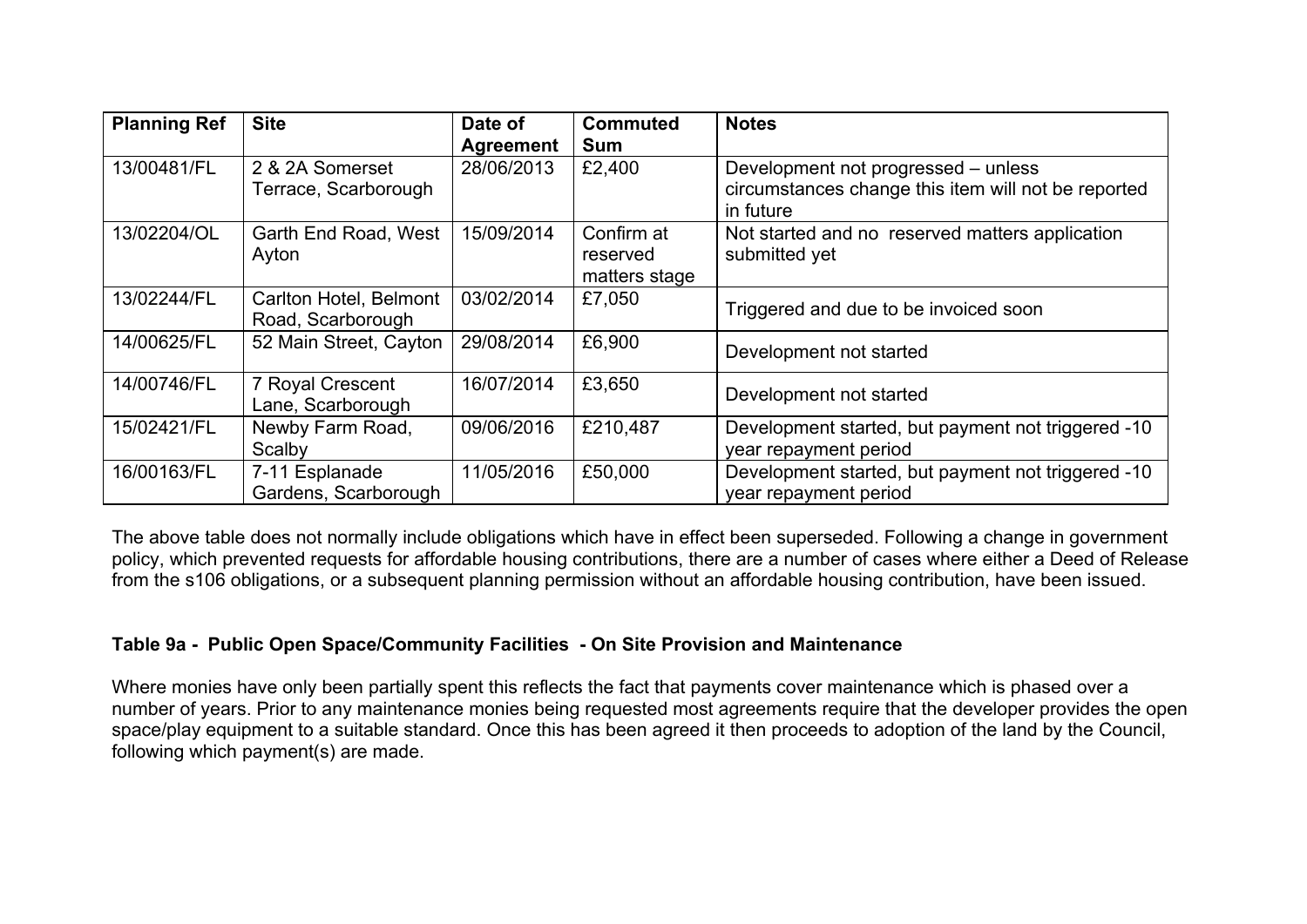| Planning Ref | Site | Date of Agreement | Commuted Sum | Notes |
|---|---|---|---|---|
| 13/00481/FL | 2 & 2A Somerset Terrace, Scarborough | 28/06/2013 | £2,400 | Development not progressed – unless circumstances change this item will not be reported in future |
| 13/02204/OL | Garth End Road, West Ayton | 15/09/2014 | Confirm at reserved matters stage | Not started and no reserved matters application submitted yet |
| 13/02244/FL | Carlton Hotel, Belmont Road, Scarborough | 03/02/2014 | £7,050 | Triggered and due to be invoiced soon |
| 14/00625/FL | 52 Main Street, Cayton | 29/08/2014 | £6,900 | Development not started |
| 14/00746/FL | 7 Royal Crescent Lane, Scarborough | 16/07/2014 | £3,650 | Development not started |
| 15/02421/FL | Newby Farm Road, Scalby | 09/06/2016 | £210,487 | Development started, but payment not triggered -10 year repayment period |
| 16/00163/FL | 7-11 Esplanade Gardens, Scarborough | 11/05/2016 | £50,000 | Development started, but payment not triggered -10 year repayment period |

The above table does not normally include obligations which have in effect been superseded. Following a change in government policy, which prevented requests for affordable housing contributions, there are a number of cases where either a Deed of Release from the s106 obligations, or a subsequent planning permission without an affordable housing contribution, have been issued.

### Table 9a - Public Open Space/Community Facilities - On Site Provision and Maintenance

Where monies have only been partially spent this reflects the fact that payments cover maintenance which is phased over a number of years. Prior to any maintenance monies being requested most agreements require that the developer provides the open space/play equipment to a suitable standard. Once this has been agreed it then proceeds to adoption of the land by the Council, following which payment(s) are made.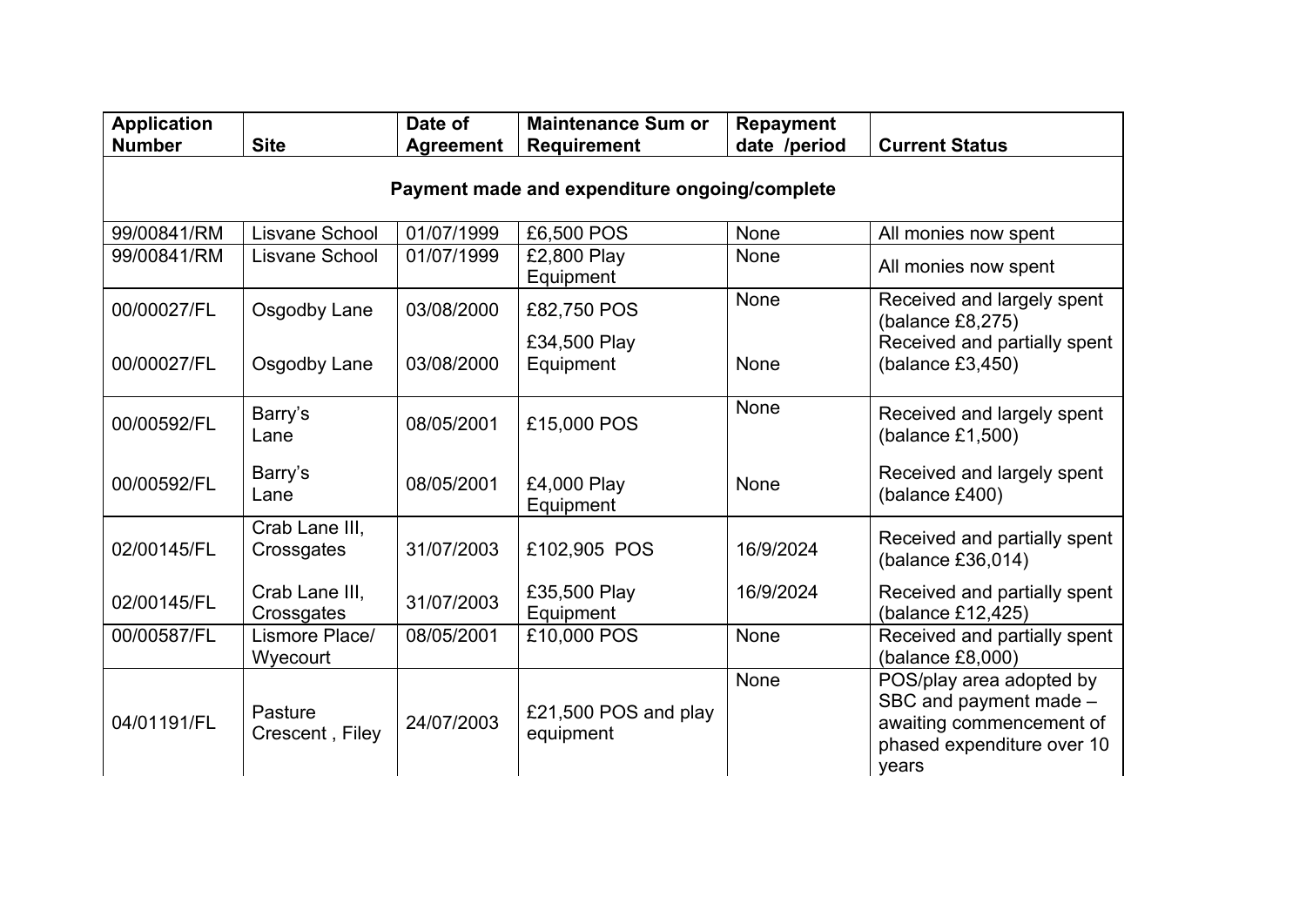| Application Number | Site | Date of Agreement | Maintenance Sum or Requirement | Repayment date /period | Current Status |
|---|---|---|---|---|---|
| **Payment made and expenditure ongoing/complete** | | | | | |
| 99/00841/RM | Lisvane School | 01/07/1999 | £6,500 POS | None | All monies now spent |
| 99/00841/RM | Lisvane School | 01/07/1999 | £2,800 Play Equipment | None | All monies now spent |
| 00/00027/FL | Osgodby Lane | 03/08/2000 | £82,750 POS | None | Received and largely spent (balance £8,275) |
| 00/00027/FL | Osgodby Lane | 03/08/2000 | £34,500 Play Equipment | None | Received and partially spent (balance £3,450) |
| 00/00592/FL | Barry's Lane | 08/05/2001 | £15,000 POS | None | Received and largely spent (balance £1,500) |
| 00/00592/FL | Barry's Lane | 08/05/2001 | £4,000 Play Equipment | None | Received and largely spent (balance £400) |
| 02/00145/FL | Crab Lane III, Crossgates | 31/07/2003 | £102,905 POS | 16/9/2024 | Received and partially spent (balance £36,014) |
| 02/00145/FL | Crab Lane III, Crossgates | 31/07/2003 | £35,500 Play Equipment | 16/9/2024 | Received and partially spent (balance £12,425) |
| 00/00587/FL | Lismore Place/ Wyecourt | 08/05/2001 | £10,000 POS | None | Received and partially spent (balance £8,000) |
| 04/01191/FL | Pasture Crescent , Filey | 24/07/2003 | £21,500 POS and play equipment | None | POS/play area adopted by SBC and payment made – awaiting commencement of phased expenditure over 10 years |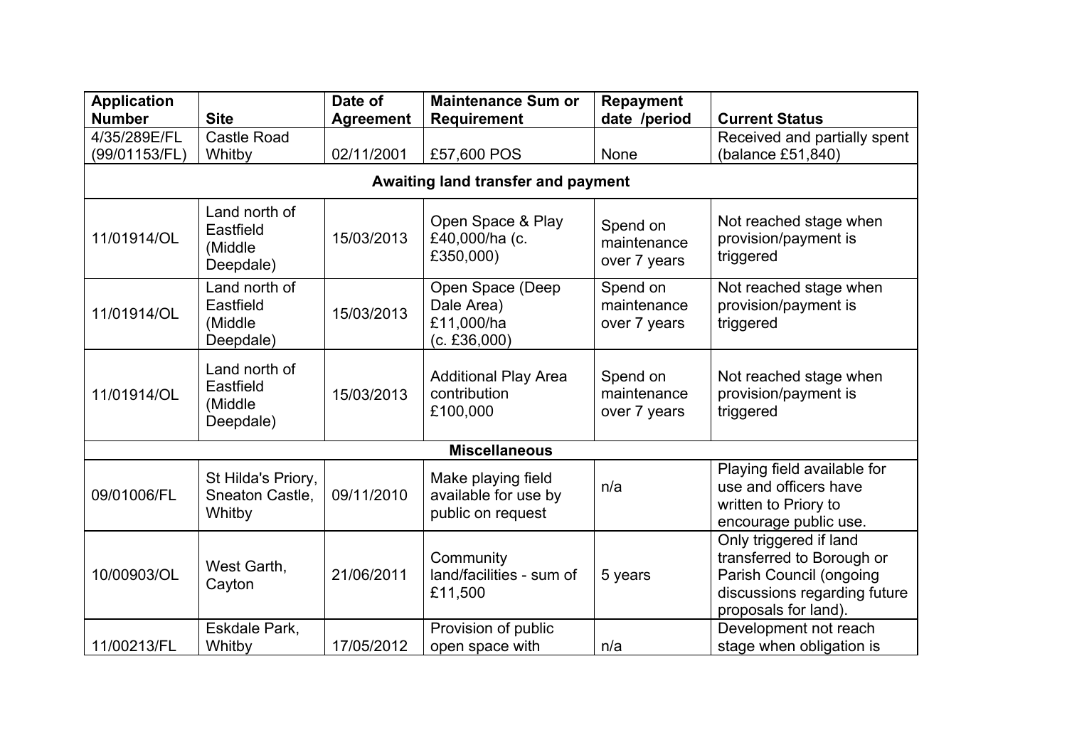| Application Number | Site | Date of Agreement | Maintenance Sum or Requirement | Repayment date /period | Current Status |
| --- | --- | --- | --- | --- | --- |
| 4/35/289E/FL (99/01153/FL) | Castle Road Whitby | 02/11/2001 | £57,600 POS | None | Received and partially spent (balance £51,840) |
| **Awaiting land transfer and payment** | | | | | |
| 11/01914/OL | Land north of Eastfield (Middle Deepdale) | 15/03/2013 | Open Space & Play £40,000/ha (c. £350,000) | Spend on maintenance over 7 years | Not reached stage when provision/payment is triggered |
| 11/01914/OL | Land north of Eastfield (Middle Deepdale) | 15/03/2013 | Open Space (Deep Dale Area) £11,000/ha (c. £36,000) | Spend on maintenance over 7 years | Not reached stage when provision/payment is triggered |
| 11/01914/OL | Land north of Eastfield (Middle Deepdale) | 15/03/2013 | Additional Play Area contribution £100,000 | Spend on maintenance over 7 years | Not reached stage when provision/payment is triggered |
| **Miscellaneous** | | | | | |
| 09/01006/FL | St Hilda's Priory, Sneaton Castle, Whitby | 09/11/2010 | Make playing field available for use by public on request | n/a | Playing field available for use and officers have written to Priory to encourage public use. |
| 10/00903/OL | West Garth, Cayton | 21/06/2011 | Community land/facilities - sum of £11,500 | 5 years | Only triggered if land transferred to Borough or Parish Council (ongoing discussions regarding future proposals for land). |
| 11/00213/FL | Eskdale Park, Whitby | 17/05/2012 | Provision of public open space with | n/a | Development not reach stage when obligation is |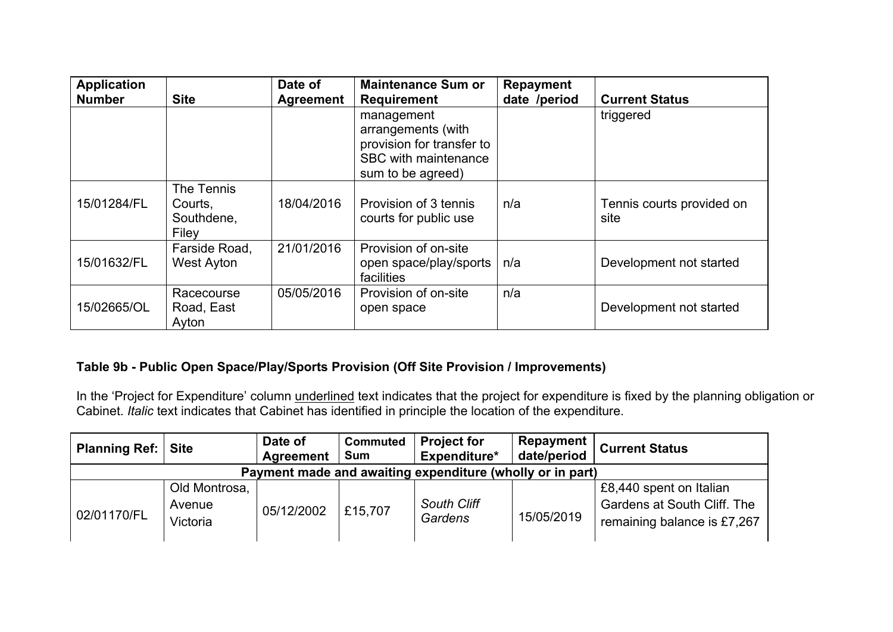| Application Number | Site | Date of Agreement | Maintenance Sum or Requirement | Repayment date /period | Current Status |
|---|---|---|---|---|---|
| | | | management arrangements (with provision for transfer to SBC with maintenance sum to be agreed) | | triggered |
| 15/01284/FL | The Tennis Courts, Southdene, Filey | 18/04/2016 | Provision of 3 tennis courts for public use | n/a | Tennis courts provided on site |
| 15/01632/FL | Farside Road, West Ayton | 21/01/2016 | Provision of on-site open space/play/sports facilities | n/a | Development not started |
| 15/02665/OL | Racecourse Road, East Ayton | 05/05/2016 | Provision of on-site open space | n/a | Development not started |

**Table 9b - Public Open Space/Play/Sports Provision (Off Site Provision / Improvements)**

In the 'Project for Expenditure' column <u>underlined</u> text indicates that the project for expenditure is fixed by the planning obligation or Cabinet. *Italic* text indicates that Cabinet has identified in principle the location of the expenditure.

| Planning Ref: | Site | Date of Agreement | Commuted Sum | Project for Expenditure* | Repayment date/period | Current Status |
|---|---|---|---|---|---|---|
| **Payment made and awaiting expenditure (wholly or in part)** | | | | | | |
| 02/01170/FL | Old Montrosa, Avenue Victoria | 05/12/2002 | £15,707 | *South Cliff Gardens* | 15/05/2019 | £8,440 spent on Italian Gardens at South Cliff. The remaining balance is £7,267 |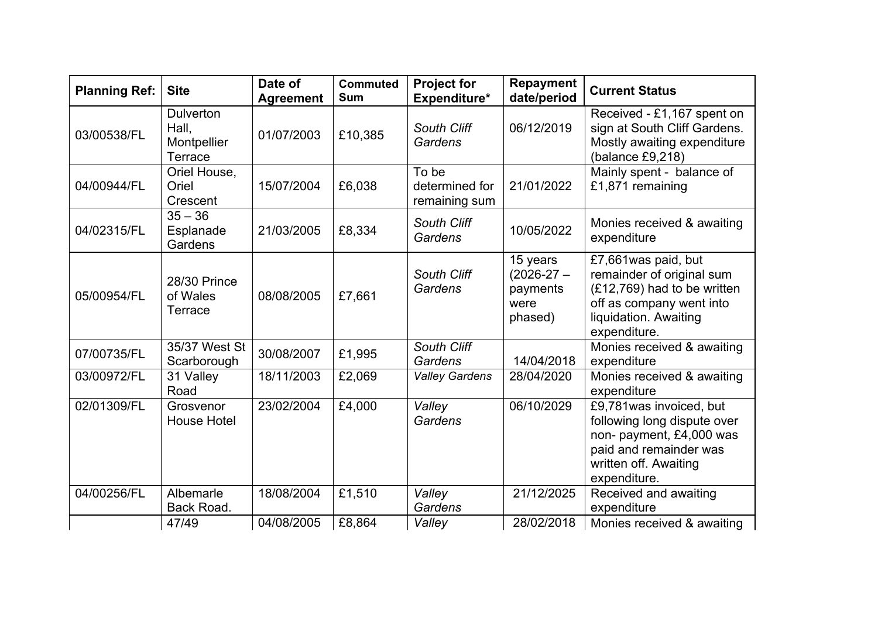| Planning Ref: | Site | Date of Agreement | Commuted Sum | Project for Expenditure* | Repayment date/period | Current Status |
|---|---|---|---|---|---|---|
| 03/00538/FL | Dulverton Hall, Montpellier Terrace | 01/07/2003 | £10,385 | *South Cliff Gardens* | 06/12/2019 | Received - £1,167 spent on sign at South Cliff Gardens. Mostly awaiting expenditure (balance £9,218) |
| 04/00944/FL | Oriel House, Oriel Crescent | 15/07/2004 | £6,038 | To be determined for remaining sum | 21/01/2022 | Mainly spent - balance of £1,871 remaining |
| 04/02315/FL | 35 – 36 Esplanade Gardens | 21/03/2005 | £8,334 | *South Cliff Gardens* | 10/05/2022 | Monies received & awaiting expenditure |
| 05/00954/FL | 28/30 Prince of Wales Terrace | 08/08/2005 | £7,661 | *South Cliff Gardens* | 15 years (2026-27 – payments were phased) | £7,661was paid, but remainder of original sum (£12,769) had to be written off as company went into liquidation. Awaiting expenditure. |
| 07/00735/FL | 35/37 West St Scarborough | 30/08/2007 | £1,995 | *South Cliff Gardens* | 14/04/2018 | Monies received & awaiting expenditure |
| 03/00972/FL | 31 Valley Road | 18/11/2003 | £2,069 | *Valley Gardens* | 28/04/2020 | Monies received & awaiting expenditure |
| 02/01309/FL | Grosvenor House Hotel | 23/02/2004 | £4,000 | *Valley Gardens* | 06/10/2029 | £9,781was invoiced, but following long dispute over non- payment, £4,000 was paid and remainder was written off. Awaiting expenditure. |
| 04/00256/FL | Albemarle Back Road. | 18/08/2004 | £1,510 | *Valley Gardens* | 21/12/2025 | Received and awaiting expenditure |
| | 47/49 | 04/08/2005 | £8,864 | *Valley* | 28/02/2018 | Monies received & awaiting |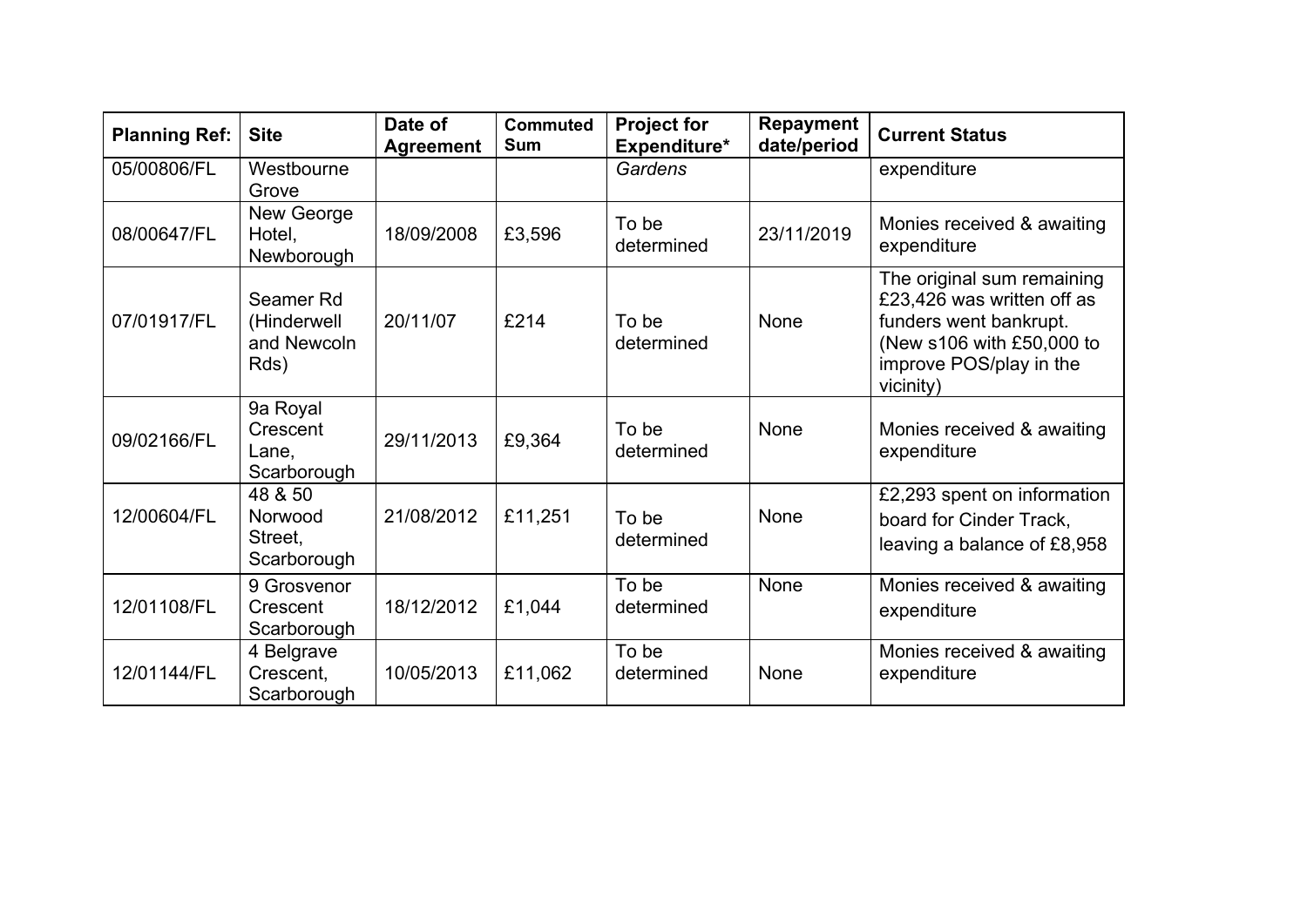| Planning Ref: | Site | Date of Agreement | Commuted Sum | Project for Expenditure* | Repayment date/period | Current Status |
|---|---|---|---|---|---|---|
| 05/00806/FL | Westbourne Grove | | | *Gardens* | | expenditure |
| 08/00647/FL | New George Hotel, Newborough | 18/09/2008 | £3,596 | To be determined | 23/11/2019 | Monies received & awaiting expenditure |
| 07/01917/FL | Seamer Rd (Hinderwell and Newcoln Rds) | 20/11/07 | £214 | To be determined | None | The original sum remaining £23,426 was written off as funders went bankrupt. (New s106 with £50,000 to improve POS/play in the vicinity) |
| 09/02166/FL | 9a Royal Crescent Lane, Scarborough | 29/11/2013 | £9,364 | To be determined | None | Monies received & awaiting expenditure |
| 12/00604/FL | 48 & 50 Norwood Street, Scarborough | 21/08/2012 | £11,251 | To be determined | None | £2,293 spent on information board for Cinder Track, leaving a balance of £8,958 |
| 12/01108/FL | 9 Grosvenor Crescent Scarborough | 18/12/2012 | £1,044 | To be determined | None | Monies received & awaiting expenditure |
| 12/01144/FL | 4 Belgrave Crescent, Scarborough | 10/05/2013 | £11,062 | To be determined | None | Monies received & awaiting expenditure |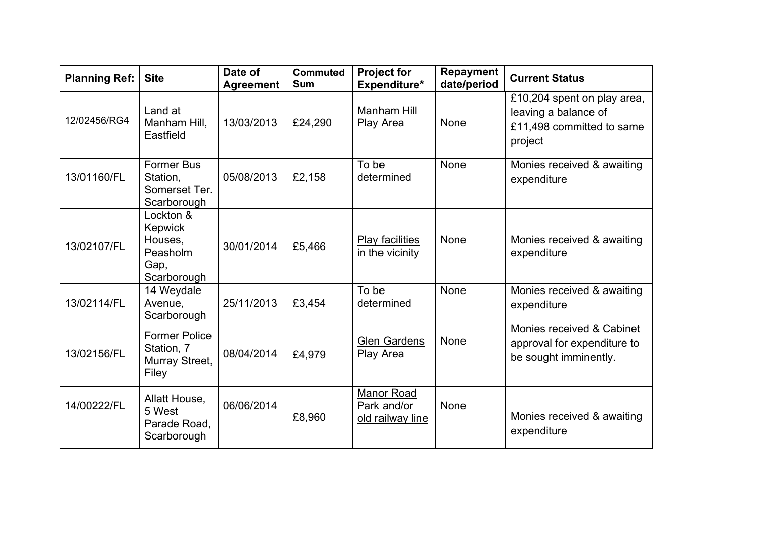| Planning Ref: | Site | Date of Agreement | Commuted Sum | Project for Expenditure* | Repayment date/period | Current Status |
|---|---|---|---|---|---|---|
| 12/02456/RG4 | Land at Manham Hill, Eastfield | 13/03/2013 | £24,290 | Manham Hill Play Area | None | £10,204 spent on play area, leaving a balance of £11,498 committed to same project |
| 13/01160/FL | Former Bus Station, Somerset Ter. Scarborough | 05/08/2013 | £2,158 | To be determined | None | Monies received & awaiting expenditure |
| 13/02107/FL | Lockton & Kepwick Houses, Peasholm Gap, Scarborough | 30/01/2014 | £5,466 | Play facilities in the vicinity | None | Monies received & awaiting expenditure |
| 13/02114/FL | 14 Weydale Avenue, Scarborough | 25/11/2013 | £3,454 | To be determined | None | Monies received & awaiting expenditure |
| 13/02156/FL | Former Police Station, 7 Murray Street, Filey | 08/04/2014 | £4,979 | Glen Gardens Play Area | None | Monies received & Cabinet approval for expenditure to be sought imminently. |
| 14/00222/FL | Allatt House, 5 West Parade Road, Scarborough | 06/06/2014 | £8,960 | Manor Road Park and/or old railway line | None | Monies received & awaiting expenditure |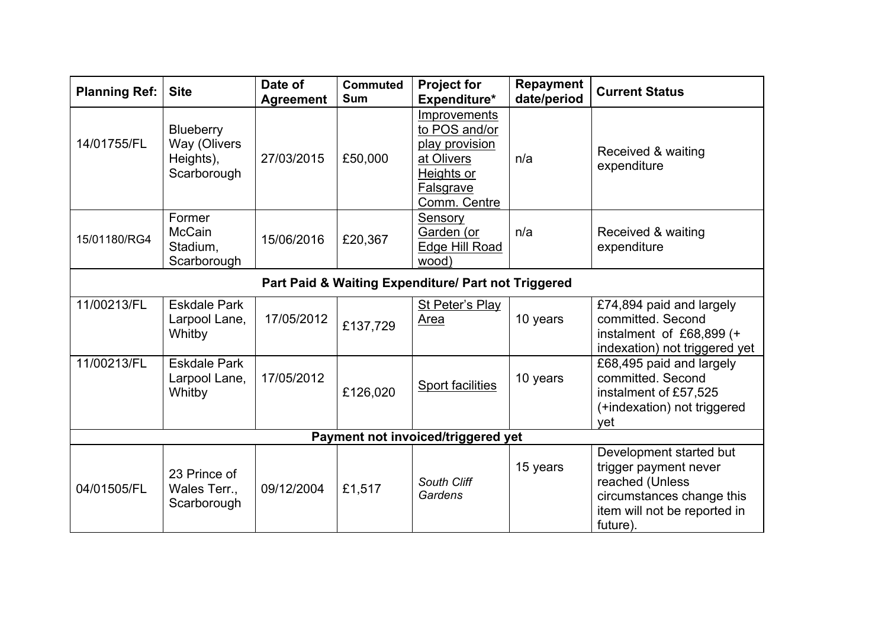| Planning Ref: | Site | Date of Agreement | Commuted Sum | Project for Expenditure* | Repayment date/period | Current Status |
|---|---|---|---|---|---|---|
| 14/01755/FL | Blueberry Way (Olivers Heights), Scarborough | 27/03/2015 | £50,000 | Improvements to POS and/or play provision at Olivers Heights or Falsgrave Comm. Centre | n/a | Received & waiting expenditure |
| 15/01180/RG4 | Former McCain Stadium, Scarborough | 15/06/2016 | £20,367 | Sensory Garden (or Edge Hill Road wood) | n/a | Received & waiting expenditure |
| **Part Paid & Waiting Expenditure/ Part not Triggered** | | | | | | |
| 11/00213/FL | Eskdale Park Larpool Lane, Whitby | 17/05/2012 | £137,729 | St Peter's Play Area | 10 years | £74,894 paid and largely committed. Second instalment of £68,899 (+ indexation) not triggered yet |
| 11/00213/FL | Eskdale Park Larpool Lane, Whitby | 17/05/2012 | £126,020 | Sport facilities | 10 years | £68,495 paid and largely committed. Second instalment of £57,525 (+indexation) not triggered yet |
| **Payment not invoiced/triggered yet** | | | | | | |
| 04/01505/FL | 23 Prince of Wales Terr., Scarborough | 09/12/2004 | £1,517 | *South Cliff Gardens* | 15 years | Development started but trigger payment never reached (Unless circumstances change this item will not be reported in future). |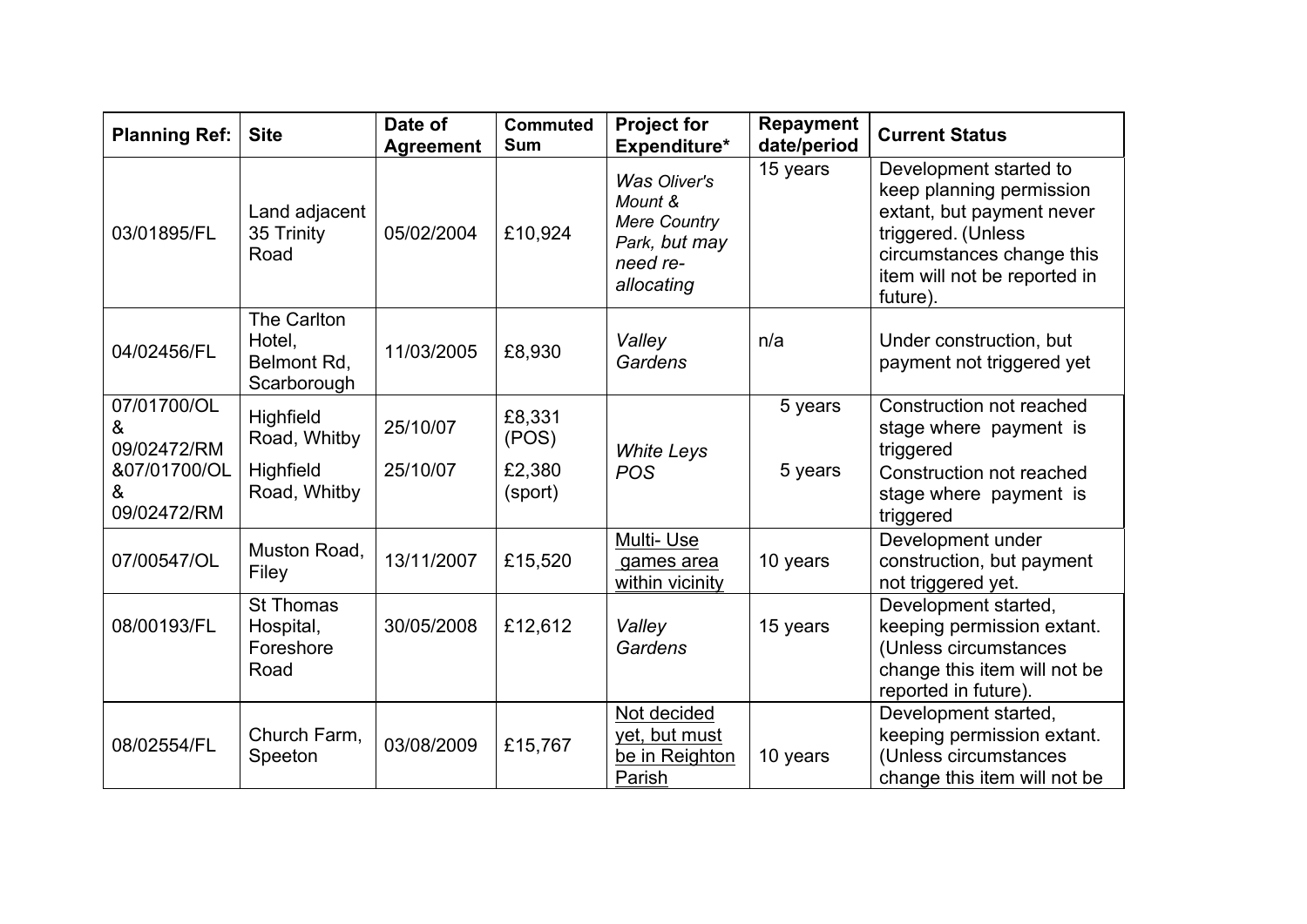| Planning Ref: | Site | Date of Agreement | Commuted Sum | Project for Expenditure* | Repayment date/period | Current Status |
|---|---|---|---|---|---|---|
| 03/01895/FL | Land adjacent 35 Trinity Road | 05/02/2004 | £10,924 | *Was Oliver's Mount & Mere Country Park, but may need re-allocating* | 15 years | Development started to keep planning permission extant, but payment never triggered. (Unless circumstances change this item will not be reported in future). |
| 04/02456/FL | The Carlton Hotel, Belmont Rd, Scarborough | 11/03/2005 | £8,930 | *Valley Gardens* | n/a | Under construction, but payment not triggered yet |
| 07/01700/OL & 09/02472/RM | Highfield Road, Whitby | 25/10/07 | £8,331 (POS) | *White Leys POS* | 5 years | Construction not reached stage where payment is triggered |
| &07/01700/OL & 09/02472/RM | Highfield Road, Whitby | 25/10/07 | £2,380 (sport) | | 5 years | Construction not reached stage where payment is triggered |
| 07/00547/OL | Muston Road, Filey | 13/11/2007 | £15,520 | Multi- Use games area within vicinity | 10 years | Development under construction, but payment not triggered yet. |
| 08/00193/FL | St Thomas Hospital, Foreshore Road | 30/05/2008 | £12,612 | *Valley Gardens* | 15 years | Development started, keeping permission extant. (Unless circumstances change this item will not be reported in future). |
| 08/02554/FL | Church Farm, Speeton | 03/08/2009 | £15,767 | Not decided yet, but must be in Reighton Parish | 10 years | Development started, keeping permission extant. (Unless circumstances change this item will not be |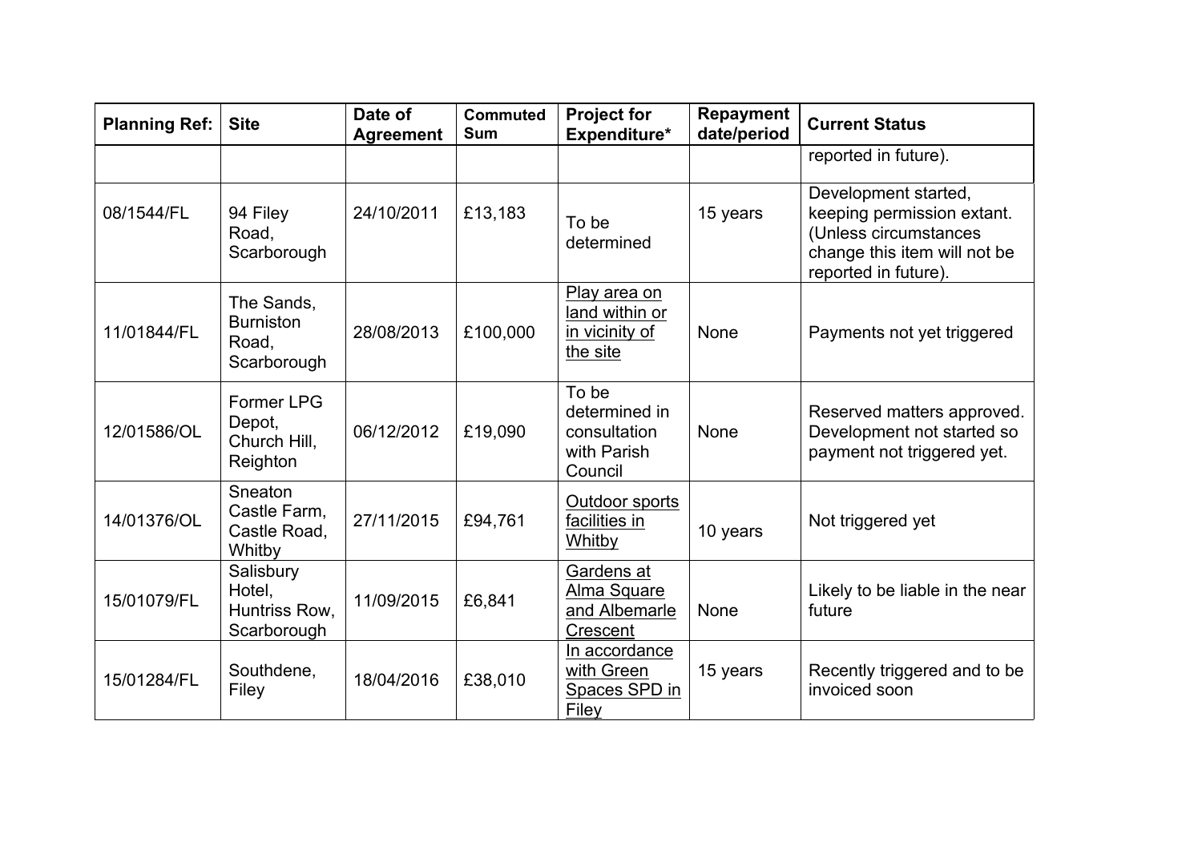| Planning Ref: | Site | Date of Agreement | Commuted Sum | Project for Expenditure* | Repayment date/period | Current Status |
|---|---|---|---|---|---|---|
| | | | | | | reported in future). |
| 08/1544/FL | 94 Filey Road, Scarborough | 24/10/2011 | £13,183 | To be determined | 15 years | Development started, keeping permission extant. (Unless circumstances change this item will not be reported in future). |
| 11/01844/FL | The Sands, Burniston Road, Scarborough | 28/08/2013 | £100,000 | Play area on land within or in vicinity of the site | None | Payments not yet triggered |
| 12/01586/OL | Former LPG Depot, Church Hill, Reighton | 06/12/2012 | £19,090 | To be determined in consultation with Parish Council | None | Reserved matters approved. Development not started so payment not triggered yet. |
| 14/01376/OL | Sneaton Castle Farm, Castle Road, Whitby | 27/11/2015 | £94,761 | Outdoor sports facilities in Whitby | 10 years | Not triggered yet |
| 15/01079/FL | Salisbury Hotel, Huntriss Row, Scarborough | 11/09/2015 | £6,841 | Gardens at Alma Square and Albemarle Crescent | None | Likely to be liable in the near future |
| 15/01284/FL | Southdene, Filey | 18/04/2016 | £38,010 | In accordance with Green Spaces SPD in Filey | 15 years | Recently triggered and to be invoiced soon |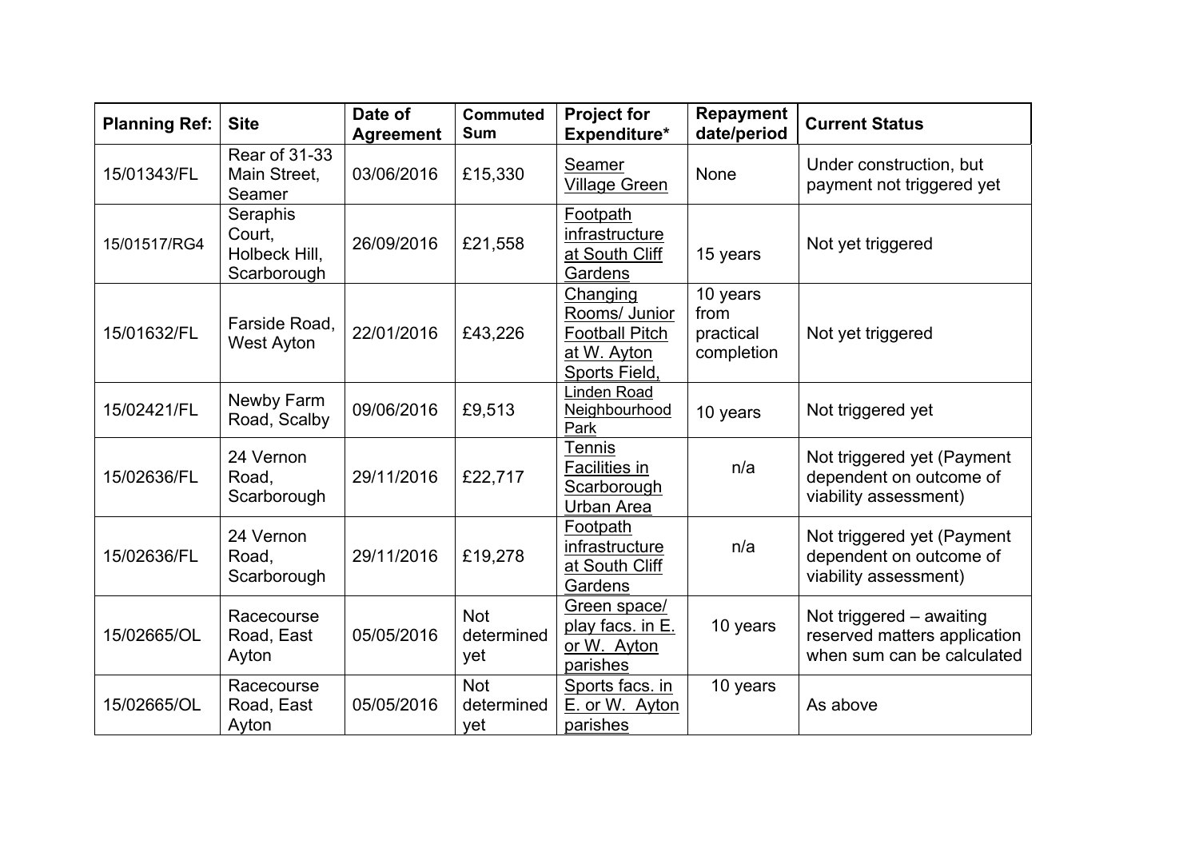| Planning Ref: | Site | Date of Agreement | Commuted Sum | Project for Expenditure* | Repayment date/period | Current Status |
|---|---|---|---|---|---|---|
| 15/01343/FL | Rear of 31-33 Main Street, Seamer | 03/06/2016 | £15,330 | Seamer Village Green | None | Under construction, but payment not triggered yet |
| 15/01517/RG4 | Seraphis Court, Holbeck Hill, Scarborough | 26/09/2016 | £21,558 | Footpath infrastructure at South Cliff Gardens | 15 years | Not yet triggered |
| 15/01632/FL | Farside Road, West Ayton | 22/01/2016 | £43,226 | Changing Rooms/ Junior Football Pitch at W. Ayton Sports Field, | 10 years from practical completion | Not yet triggered |
| 15/02421/FL | Newby Farm Road, Scalby | 09/06/2016 | £9,513 | Linden Road Neighbourhood Park | 10 years | Not triggered yet |
| 15/02636/FL | 24 Vernon Road, Scarborough | 29/11/2016 | £22,717 | Tennis Facilities in Scarborough Urban Area | n/a | Not triggered yet (Payment dependent on outcome of viability assessment) |
| 15/02636/FL | 24 Vernon Road, Scarborough | 29/11/2016 | £19,278 | Footpath infrastructure at South Cliff Gardens | n/a | Not triggered yet (Payment dependent on outcome of viability assessment) |
| 15/02665/OL | Racecourse Road, East Ayton | 05/05/2016 | Not determined yet | Green space/ play facs. in E. or W. Ayton parishes | 10 years | Not triggered – awaiting reserved matters application when sum can be calculated |
| 15/02665/OL | Racecourse Road, East Ayton | 05/05/2016 | Not determined yet | Sports facs. in E. or W. Ayton parishes | 10 years | As above |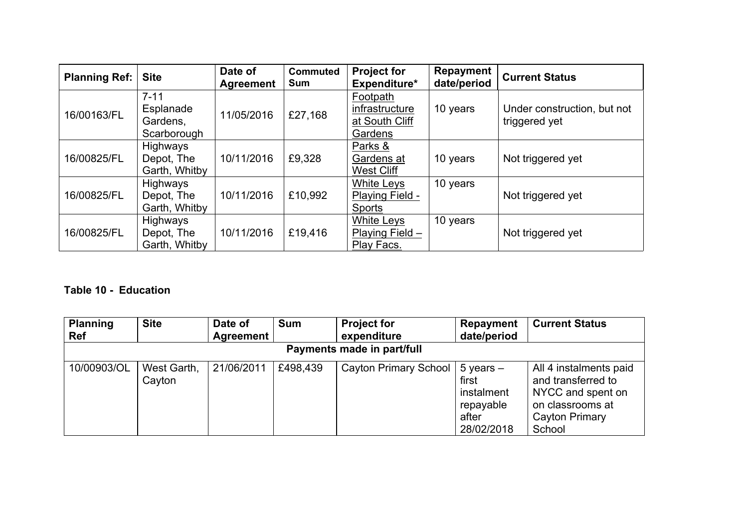| Planning Ref: | Site | Date of Agreement | Commuted Sum | Project for Expenditure* | Repayment date/period | Current Status |
|---|---|---|---|---|---|---|
| 16/00163/FL | 7-11 Esplanade Gardens, Scarborough | 11/05/2016 | £27,168 | Footpath infrastructure at South Cliff Gardens | 10 years | Under construction, but not triggered yet |
| 16/00825/FL | Highways Depot, The Garth, Whitby | 10/11/2016 | £9,328 | Parks & Gardens at West Cliff | 10 years | Not triggered yet |
| 16/00825/FL | Highways Depot, The Garth, Whitby | 10/11/2016 | £10,992 | White Leys Playing Field - Sports | 10 years | Not triggered yet |
| 16/00825/FL | Highways Depot, The Garth, Whitby | 10/11/2016 | £19,416 | White Leys Playing Field – Play Facs. | 10 years | Not triggered yet |

**Table 10 - Education**

| Planning Ref | Site | Date of Agreement | Sum | Project for expenditure | Repayment date/period | Current Status |
|---|---|---|---|---|---|---|
| **Payments made in part/full** | | | | | | |
| 10/00903/OL | West Garth, Cayton | 21/06/2011 | £498,439 | Cayton Primary School | 5 years – first instalment repayable after 28/02/2018 | All 4 instalments paid and transferred to NYCC and spent on on classrooms at Cayton Primary School |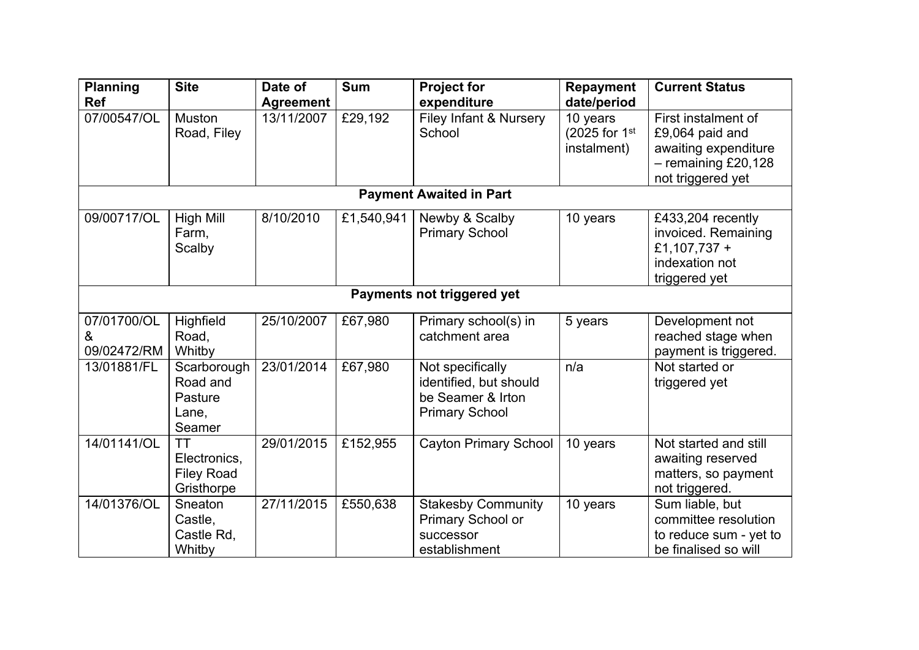| Planning Ref | Site | Date of Agreement | Sum | Project for expenditure | Repayment date/period | Current Status |
|---|---|---|---|---|---|---|
| 07/00547/OL | Muston Road, Filey | 13/11/2007 | £29,192 | Filey Infant & Nursery School | 10 years (2025 for 1st instalment) | First instalment of £9,064 paid and awaiting expenditure – remaining £20,128 not triggered yet |
| **Payment Awaited in Part** | | | | | | |
| 09/00717/OL | High Mill Farm, Scalby | 8/10/2010 | £1,540,941 | Newby & Scalby Primary School | 10 years | £433,204 recently invoiced. Remaining £1,107,737 + indexation not triggered yet |
| **Payments not triggered yet** | | | | | | |
| 07/01700/OL & 09/02472/RM | Highfield Road, Whitby | 25/10/2007 | £67,980 | Primary school(s) in catchment area | 5 years | Development not reached stage when payment is triggered. |
| 13/01881/FL | Scarborough Road and Pasture Lane, Seamer | 23/01/2014 | £67,980 | Not specifically identified, but should be Seamer & Irton Primary School | n/a | Not started or triggered yet |
| 14/01141/OL | TT Electronics, Filey Road Gristhorpe | 29/01/2015 | £152,955 | Cayton Primary School | 10 years | Not started and still awaiting reserved matters, so payment not triggered. |
| 14/01376/OL | Sneaton Castle, Castle Rd, Whitby | 27/11/2015 | £550,638 | Stakesby Community Primary School or successor establishment | 10 years | Sum liable, but committee resolution to reduce sum - yet to be finalised so will |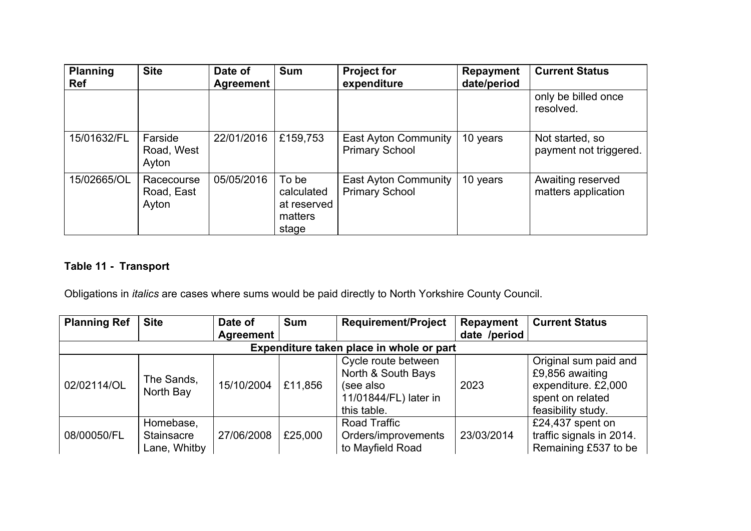| Planning Ref | Site | Date of Agreement | Sum | Project for expenditure | Repayment date/period | Current Status |
|---|---|---|---|---|---|---|
| | | | | | | only be billed once resolved. |
| 15/01632/FL | Farside Road, West Ayton | 22/01/2016 | £159,753 | East Ayton Community Primary School | 10 years | Not started, so payment not triggered. |
| 15/02665/OL | Racecourse Road, East Ayton | 05/05/2016 | To be calculated at reserved matters stage | East Ayton Community Primary School | 10 years | Awaiting reserved matters application |

**Table 11 - Transport**

Obligations in *italics* are cases where sums would be paid directly to North Yorkshire County Council.

| Planning Ref | Site | Date of Agreement | Sum | Requirement/Project | Repayment date /period | Current Status |
|---|---|---|---|---|---|---|
| **Expenditure taken place in whole or part** | | | | | | |
| 02/02114/OL | The Sands, North Bay | 15/10/2004 | £11,856 | Cycle route between North & South Bays (see also 11/01844/FL) later in this table. | 2023 | Original sum paid and £9,856 awaiting expenditure. £2,000 spent on related feasibility study. |
| 08/00050/FL | Homebase, Stainsacre Lane, Whitby | 27/06/2008 | £25,000 | Road Traffic Orders/improvements to Mayfield Road | 23/03/2014 | £24,437 spent on traffic signals in 2014. Remaining £537 to be |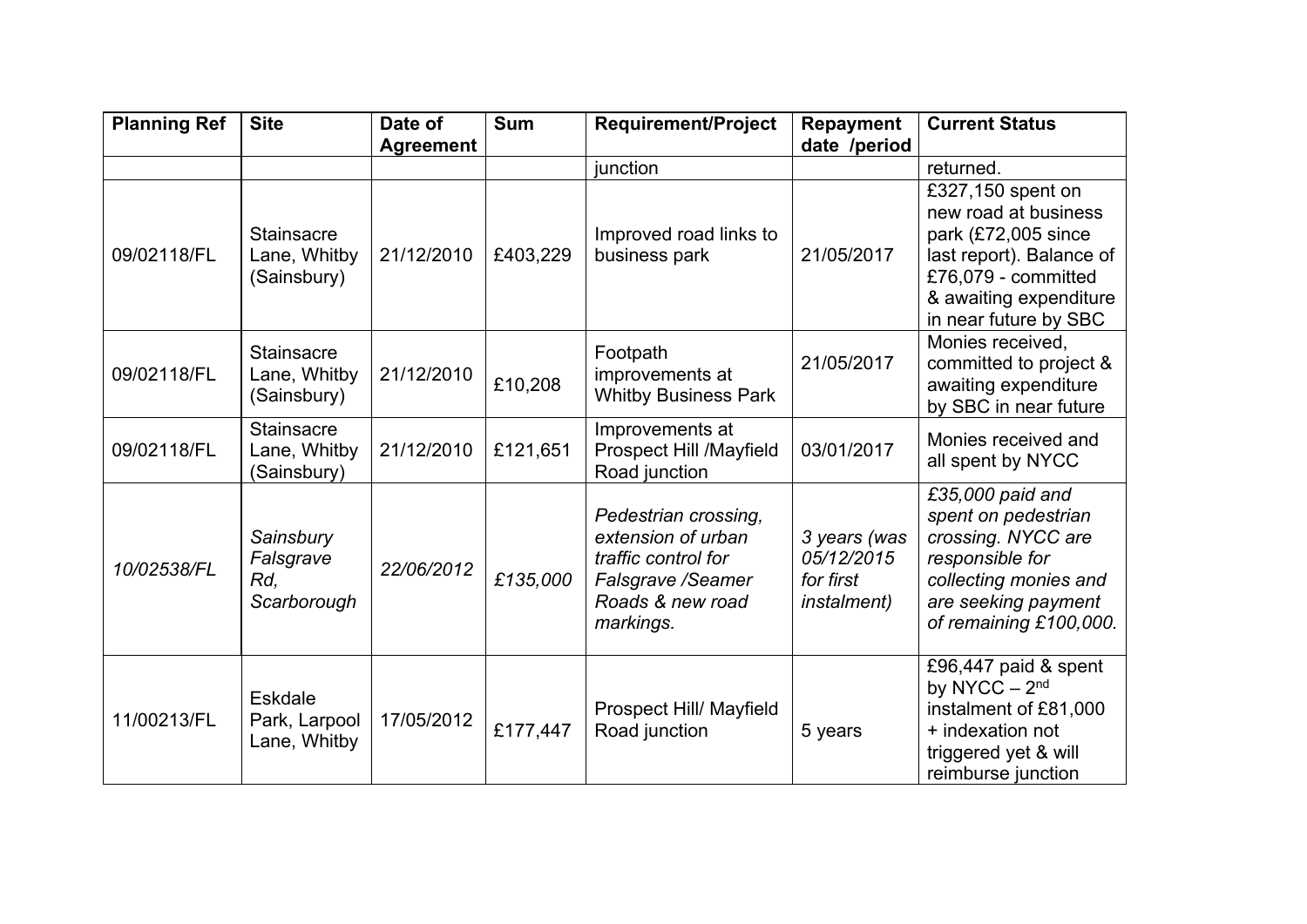| Planning Ref | Site | Date of Agreement | Sum | Requirement/Project | Repayment date /period | Current Status |
|---|---|---|---|---|---|---|
| | | | | junction | | returned. |
| 09/02118/FL | Stainsacre Lane, Whitby (Sainsbury) | 21/12/2010 | £403,229 | Improved road links to business park | 21/05/2017 | £327,150 spent on new road at business park (£72,005 since last report). Balance of £76,079 - committed & awaiting expenditure in near future by SBC |
| 09/02118/FL | Stainsacre Lane, Whitby (Sainsbury) | 21/12/2010 | £10,208 | Footpath improvements at Whitby Business Park | 21/05/2017 | Monies received, committed to project & awaiting expenditure by SBC in near future |
| 09/02118/FL | Stainsacre Lane, Whitby (Sainsbury) | 21/12/2010 | £121,651 | Improvements at Prospect Hill /Mayfield Road junction | 03/01/2017 | Monies received and all spent by NYCC |
| *10/02538/FL* | *Sainsbury Falsgrave Rd, Scarborough* | *22/06/2012* | *£135,000* | *Pedestrian crossing, extension of urban traffic control for Falsgrave /Seamer Roads & new road markings.* | *3 years (was 05/12/2015 for first instalment)* | *£35,000 paid and spent on pedestrian crossing. NYCC are responsible for collecting monies and are seeking payment of remaining £100,000.* |
| 11/00213/FL | Eskdale Park, Larpool Lane, Whitby | 17/05/2012 | £177,447 | Prospect Hill/ Mayfield Road junction | 5 years | £96,447 paid & spent by NYCC – 2nd instalment of £81,000 + indexation not triggered yet & will reimburse junction |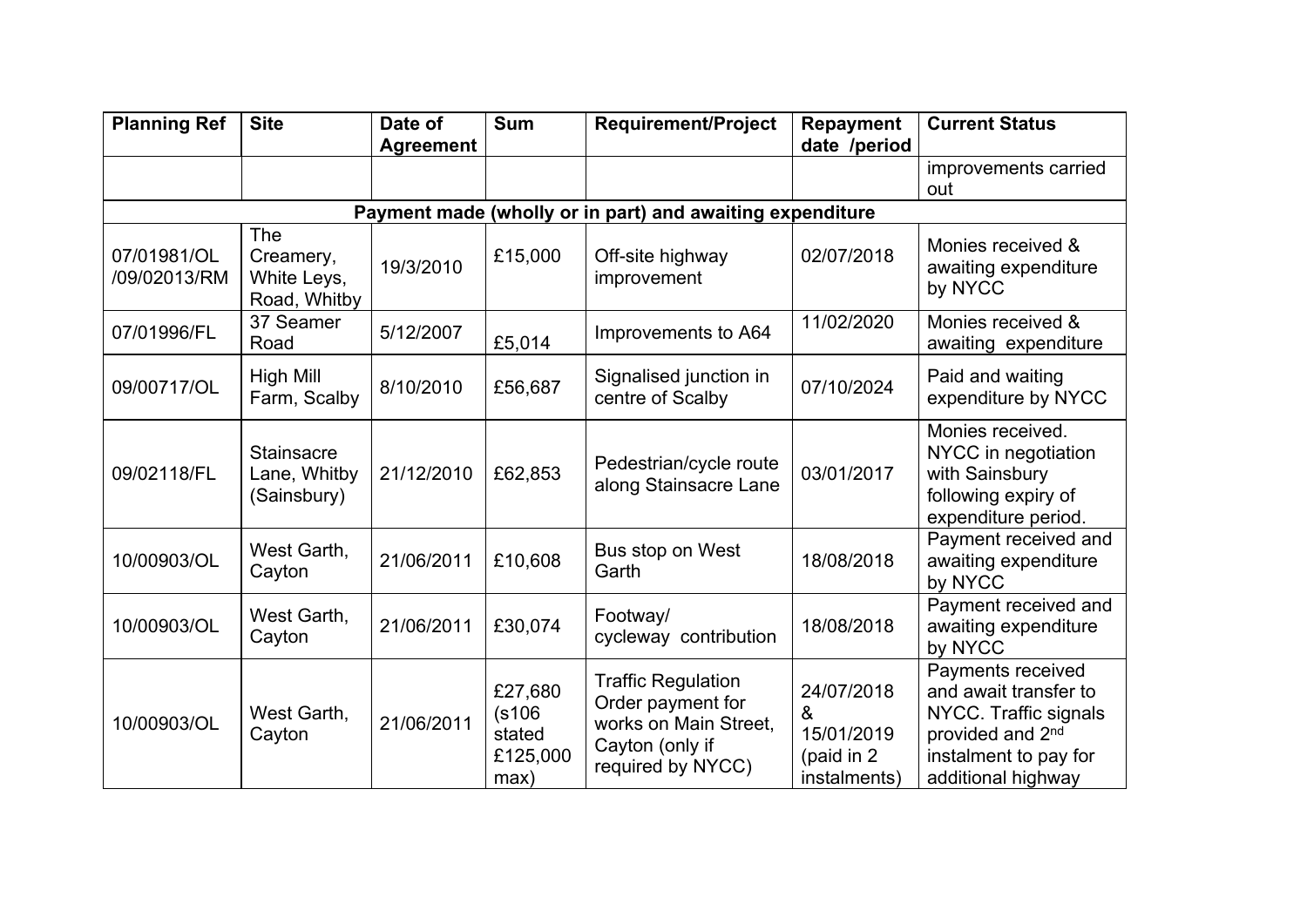| Planning Ref | Site | Date of Agreement | Sum | Requirement/Project | Repayment date /period | Current Status |
|---|---|---|---|---|---|---|
| | | | | | | improvements carried out |
| **Payment made (wholly or in part) and awaiting expenditure** | | | | | | |
| 07/01981/OL /09/02013/RM | The Creamery, White Leys, Road, Whitby | 19/3/2010 | £15,000 | Off-site highway improvement | 02/07/2018 | Monies received & awaiting expenditure by NYCC |
| 07/01996/FL | 37 Seamer Road | 5/12/2007 | £5,014 | Improvements to A64 | 11/02/2020 | Monies received & awaiting expenditure |
| 09/00717/OL | High Mill Farm, Scalby | 8/10/2010 | £56,687 | Signalised junction in centre of Scalby | 07/10/2024 | Paid and waiting expenditure by NYCC |
| 09/02118/FL | Stainsacre Lane, Whitby (Sainsbury) | 21/12/2010 | £62,853 | Pedestrian/cycle route along Stainsacre Lane | 03/01/2017 | Monies received. NYCC in negotiation with Sainsbury following expiry of expenditure period. |
| 10/00903/OL | West Garth, Cayton | 21/06/2011 | £10,608 | Bus stop on West Garth | 18/08/2018 | Payment received and awaiting expenditure by NYCC |
| 10/00903/OL | West Garth, Cayton | 21/06/2011 | £30,074 | Footway/ cycleway contribution | 18/08/2018 | Payment received and awaiting expenditure by NYCC |
| 10/00903/OL | West Garth, Cayton | 21/06/2011 | £27,680 (s106 stated £125,000 max) | Traffic Regulation Order payment for works on Main Street, Cayton (only if required by NYCC) | 24/07/2018 & 15/01/2019 (paid in 2 instalments) | Payments received and await transfer to NYCC. Traffic signals provided and 2nd instalment to pay for additional highway |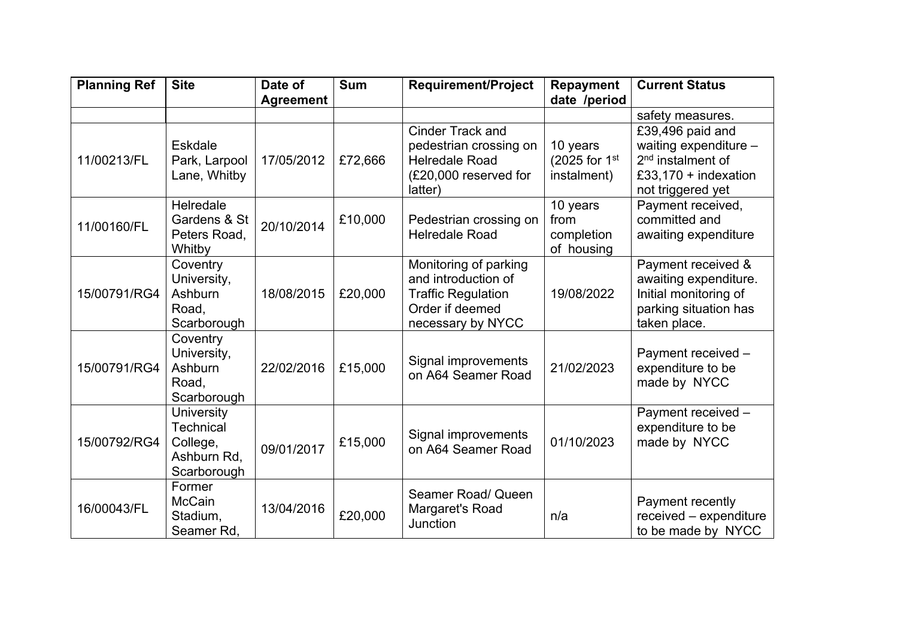| Planning Ref | Site | Date of Agreement | Sum | Requirement/Project | Repayment date /period | Current Status |
|---|---|---|---|---|---|---|
| | | | | | | safety measures. |
| 11/00213/FL | Eskdale Park, Larpool Lane, Whitby | 17/05/2012 | £72,666 | Cinder Track and pedestrian crossing on Helredale Road (£20,000 reserved for latter) | 10 years (2025 for 1st instalment) | £39,496 paid and waiting expenditure – 2nd instalment of £33,170 + indexation not triggered yet |
| 11/00160/FL | Helredale Gardens & St Peters Road, Whitby | 20/10/2014 | £10,000 | Pedestrian crossing on Helredale Road | 10 years from completion of housing | Payment received, committed and awaiting expenditure |
| 15/00791/RG4 | Coventry University, Ashburn Road, Scarborough | 18/08/2015 | £20,000 | Monitoring of parking and introduction of Traffic Regulation Order if deemed necessary by NYCC | 19/08/2022 | Payment received & awaiting expenditure. Initial monitoring of parking situation has taken place. |
| 15/00791/RG4 | Coventry University, Ashburn Road, Scarborough | 22/02/2016 | £15,000 | Signal improvements on A64 Seamer Road | 21/02/2023 | Payment received – expenditure to be made by NYCC |
| 15/00792/RG4 | University Technical College, Ashburn Rd, Scarborough | 09/01/2017 | £15,000 | Signal improvements on A64 Seamer Road | 01/10/2023 | Payment received – expenditure to be made by NYCC |
| 16/00043/FL | Former McCain Stadium, Seamer Rd, | 13/04/2016 | £20,000 | Seamer Road/ Queen Margaret's Road Junction | n/a | Payment recently received – expenditure to be made by NYCC |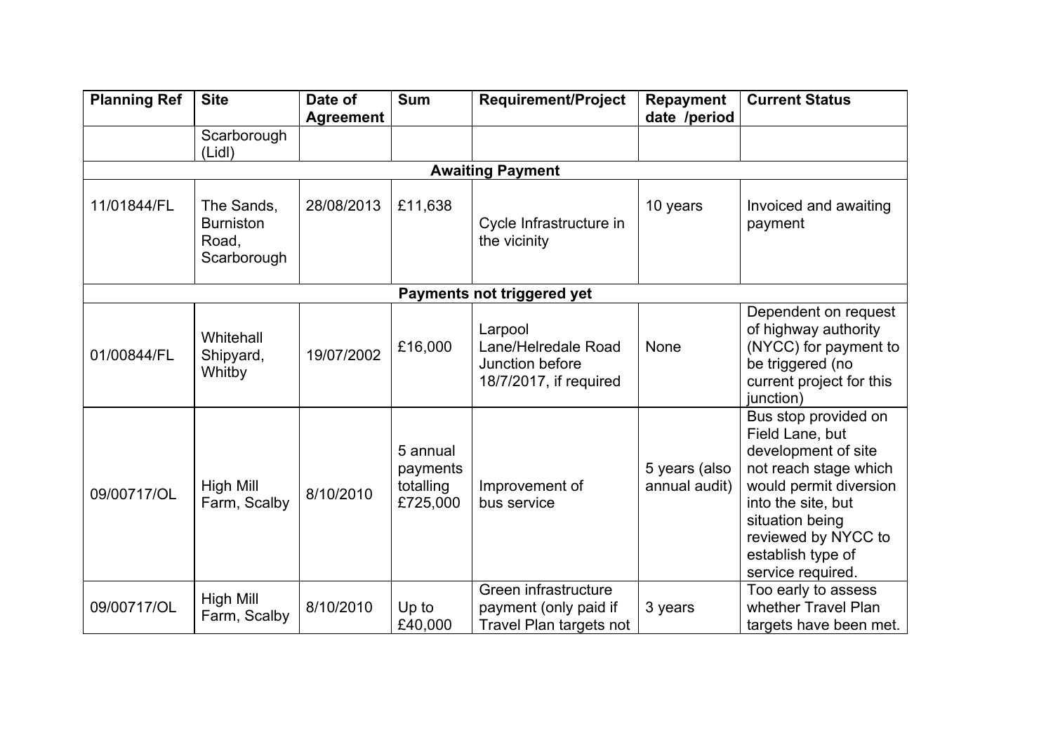| Planning Ref | Site | Date of Agreement | Sum | Requirement/Project | Repayment date /period | Current Status |
|---|---|---|---|---|---|---|
| | Scarborough (Lidl) | | | | | |
| **Awaiting Payment** | | | | | | |
| 11/01844/FL | The Sands, Burniston Road, Scarborough | 28/08/2013 | £11,638 | Cycle Infrastructure in the vicinity | 10 years | Invoiced and awaiting payment |
| **Payments not triggered yet** | | | | | | |
| 01/00844/FL | Whitehall Shipyard, Whitby | 19/07/2002 | £16,000 | Larpool Lane/Helredale Road Junction before 18/7/2017, if required | None | Dependent on request of highway authority (NYCC) for payment to be triggered (no current project for this junction) |
| 09/00717/OL | High Mill Farm, Scalby | 8/10/2010 | 5 annual payments totalling £725,000 | Improvement of bus service | 5 years (also annual audit) | Bus stop provided on Field Lane, but development of site not reach stage which would permit diversion into the site, but situation being reviewed by NYCC to establish type of service required. |
| 09/00717/OL | High Mill Farm, Scalby | 8/10/2010 | Up to £40,000 | Green infrastructure payment (only paid if Travel Plan targets not | 3 years | Too early to assess whether Travel Plan targets have been met. |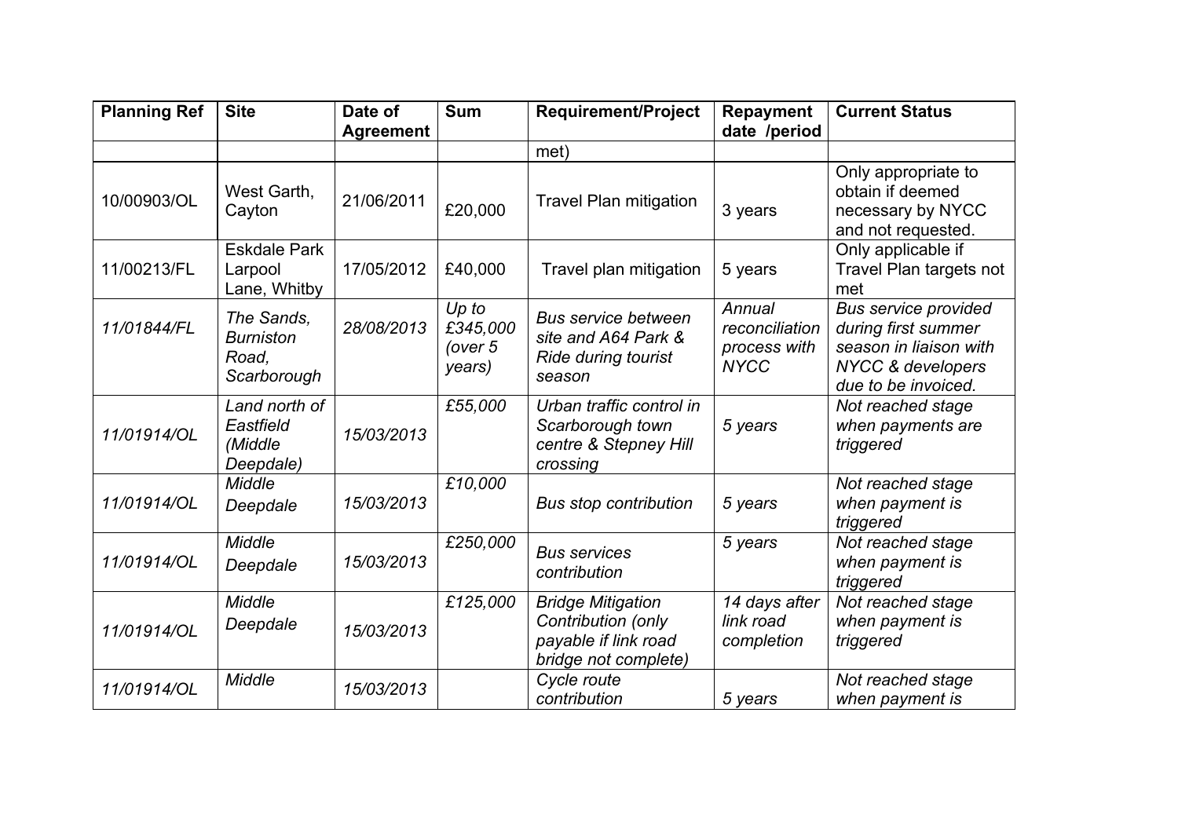| Planning Ref | Site | Date of Agreement | Sum | Requirement/Project | Repayment date /period | Current Status |
|---|---|---|---|---|---|---|
| | | | | met) | | |
| 10/00903/OL | West Garth, Cayton | 21/06/2011 | £20,000 | Travel Plan mitigation | 3 years | Only appropriate to obtain if deemed necessary by NYCC and not requested. |
| 11/00213/FL | Eskdale Park Larpool Lane, Whitby | 17/05/2012 | £40,000 | Travel plan mitigation | 5 years | Only applicable if Travel Plan targets not met |
| *11/01844/FL* | *The Sands, Burniston Road, Scarborough* | *28/08/2013* | *Up to £345,000 (over 5 years)* | *Bus service between site and A64 Park & Ride during tourist season* | *Annual reconciliation process with NYCC* | *Bus service provided during first summer season in liaison with NYCC & developers due to be invoiced.* |
| *11/01914/OL* | *Land north of Eastfield (Middle Deepdale)* | *15/03/2013* | *£55,000* | *Urban traffic control in Scarborough town centre & Stepney Hill crossing* | *5 years* | *Not reached stage when payments are triggered* |
| *11/01914/OL* | *Middle Deepdale* | *15/03/2013* | *£10,000* | *Bus stop contribution* | *5 years* | *Not reached stage when payment is triggered* |
| *11/01914/OL* | *Middle Deepdale* | *15/03/2013* | *£250,000* | *Bus services contribution* | *5 years* | *Not reached stage when payment is triggered* |
| *11/01914/OL* | *Middle Deepdale* | *15/03/2013* | *£125,000* | *Bridge Mitigation Contribution (only payable if link road bridge not complete)* | *14 days after link road completion* | *Not reached stage when payment is triggered* |
| *11/01914/OL* | *Middle* | *15/03/2013* | | *Cycle route contribution* | *5 years* | *Not reached stage when payment is* |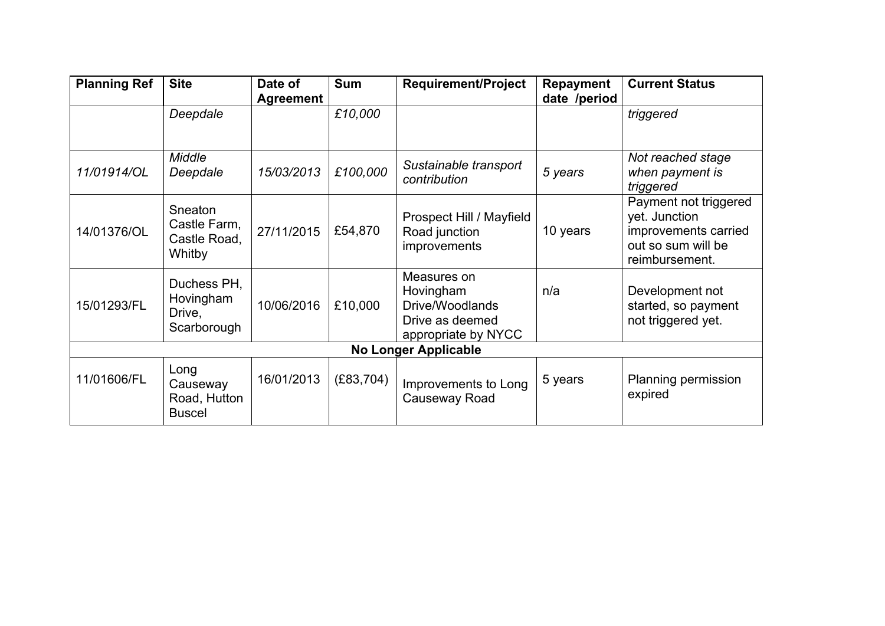| Planning Ref | Site | Date of Agreement | Sum | Requirement/Project | Repayment date /period | Current Status |
|---|---|---|---|---|---|---|
| | *Deepdale* | | *£10,000* | | | *triggered* |
| *11/01914/OL* | *Middle Deepdale* | *15/03/2013* | *£100,000* | *Sustainable transport contribution* | *5 years* | *Not reached stage when payment is triggered* |
| 14/01376/OL | Sneaton Castle Farm, Castle Road, Whitby | 27/11/2015 | £54,870 | Prospect Hill / Mayfield Road junction improvements | 10 years | Payment not triggered yet. Junction improvements carried out so sum will be reimbursement. |
| 15/01293/FL | Duchess PH, Hovingham Drive, Scarborough | 10/06/2016 | £10,000 | Measures on Hovingham Drive/Woodlands Drive as deemed appropriate by NYCC | n/a | Development not started, so payment not triggered yet. |
| **No Longer Applicable** | | | | | | |
| 11/01606/FL | Long Causeway Road, Hutton Buscel | 16/01/2013 | (£83,704) | Improvements to Long Causeway Road | 5 years | Planning permission expired |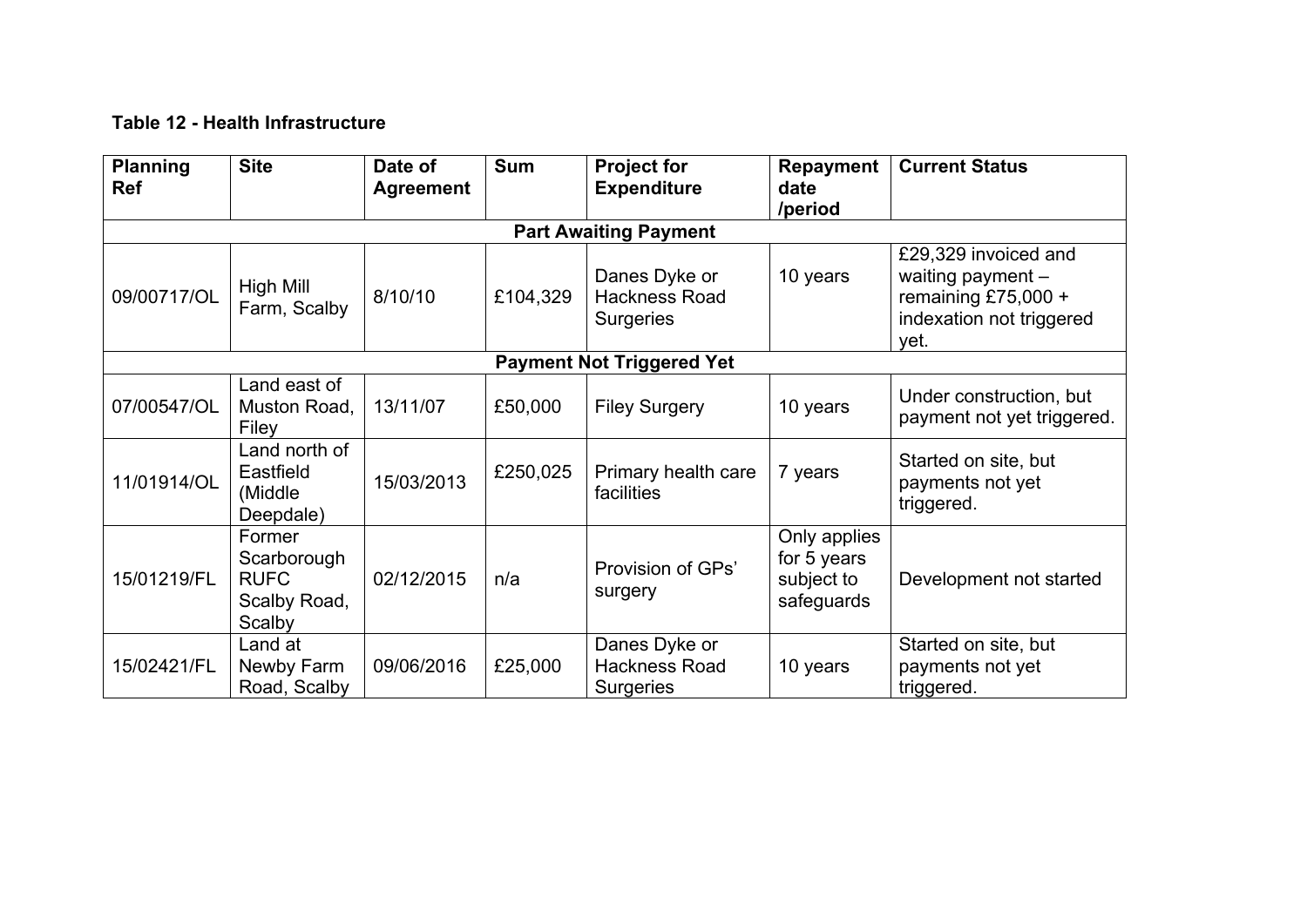**Table 12 - Health Infrastructure**

| Planning Ref | Site | Date of Agreement | Sum | Project for Expenditure | Repayment date /period | Current Status |
|---|---|---|---|---|---|---|
| **Part Awaiting Payment** | | | | | | |
| 09/00717/OL | High Mill Farm, Scalby | 8/10/10 | £104,329 | Danes Dyke or Hackness Road Surgeries | 10 years | £29,329 invoiced and waiting payment – remaining £75,000 + indexation not triggered yet. |
| **Payment Not Triggered Yet** | | | | | | |
| 07/00547/OL | Land east of Muston Road, Filey | 13/11/07 | £50,000 | Filey Surgery | 10 years | Under construction, but payment not yet triggered. |
| 11/01914/OL | Land north of Eastfield (Middle Deepdale) | 15/03/2013 | £250,025 | Primary health care facilities | 7 years | Started on site, but payments not yet triggered. |
| 15/01219/FL | Former Scarborough RUFC Scalby Road, Scalby | 02/12/2015 | n/a | Provision of GPs' surgery | Only applies for 5 years subject to safeguards | Development not started |
| 15/02421/FL | Land at Newby Farm Road, Scalby | 09/06/2016 | £25,000 | Danes Dyke or Hackness Road Surgeries | 10 years | Started on site, but payments not yet triggered. |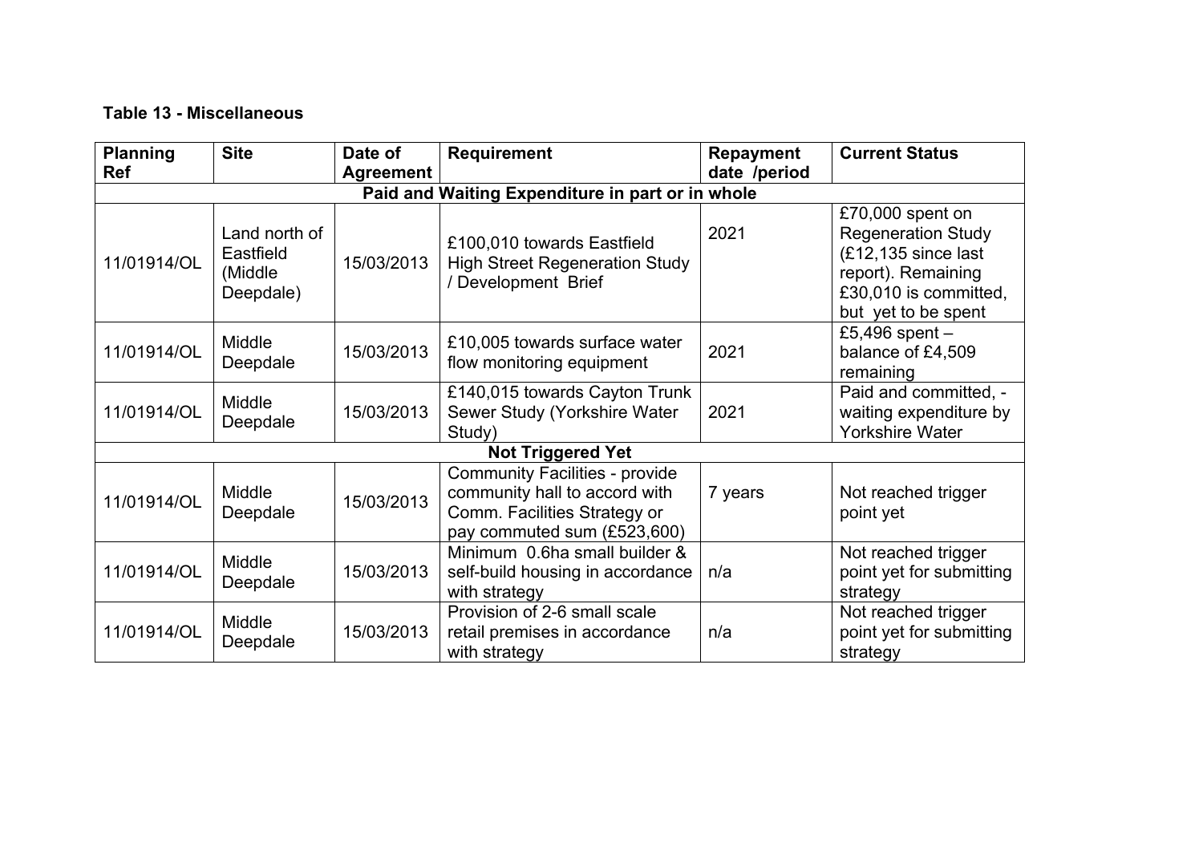**Table 13 - Miscellaneous**

| Planning Ref | Site | Date of Agreement | Requirement | Repayment date /period | Current Status |
|---|---|---|---|---|---|
| **Paid and Waiting Expenditure in part or in whole** | | | | | |
| 11/01914/OL | Land north of Eastfield (Middle Deepdale) | 15/03/2013 | £100,010 towards Eastfield High Street Regeneration Study / Development Brief | 2021 | £70,000 spent on Regeneration Study (£12,135 since last report). Remaining £30,010 is committed, but yet to be spent |
| 11/01914/OL | Middle Deepdale | 15/03/2013 | £10,005 towards surface water flow monitoring equipment | 2021 | £5,496 spent – balance of £4,509 remaining |
| 11/01914/OL | Middle Deepdale | 15/03/2013 | £140,015 towards Cayton Trunk Sewer Study (Yorkshire Water Study) | 2021 | Paid and committed, - waiting expenditure by Yorkshire Water |
| **Not Triggered Yet** | | | | | |
| 11/01914/OL | Middle Deepdale | 15/03/2013 | Community Facilities - provide community hall to accord with Comm. Facilities Strategy or pay commuted sum (£523,600) | 7 years | Not reached trigger point yet |
| 11/01914/OL | Middle Deepdale | 15/03/2013 | Minimum 0.6ha small builder & self-build housing in accordance with strategy | n/a | Not reached trigger point yet for submitting strategy |
| 11/01914/OL | Middle Deepdale | 15/03/2013 | Provision of 2-6 small scale retail premises in accordance with strategy | n/a | Not reached trigger point yet for submitting strategy |